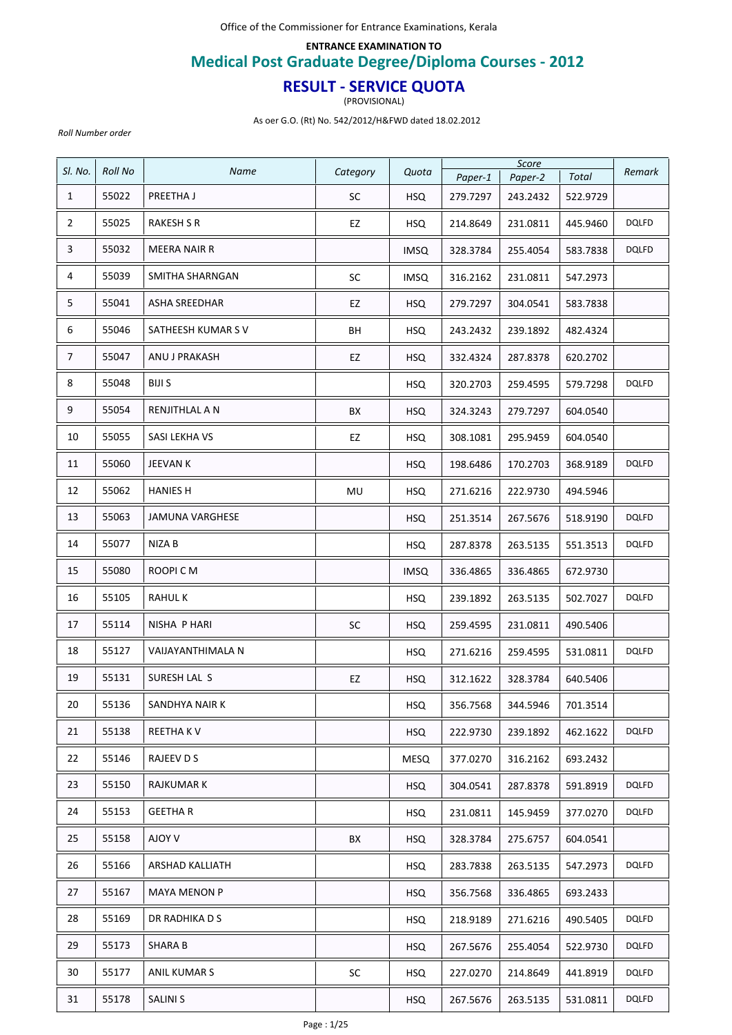Office of the Commissioner for Entrance Examinations, Kerala

**ENTRANCE EXAMINATION TO**

# Medical Post Graduate Degree/Diploma Courses - 2012

## RESULT - SERVICE QUOTA

(PROVISIONAL)

As oer G.O. (Rt) No. 542/2012/H&FWD dated 18.02.2012

*Roll Number order*

| Sl. No. | Roll No | Name | Category | Quota | Score | | | Remark |
|---|---|---|---|---|---|---|---|---|
| | | | | | Paper-1 | Paper-2 | Total | |
| 1 | 55022 | PREETHA J | SC | HSQ | 279.7297 | 243.2432 | 522.9729 | |
| 2 | 55025 | RAKESH S R | EZ | HSQ | 214.8649 | 231.0811 | 445.9460 | DQLFD |
| 3 | 55032 | MEERA NAIR R | | IMSQ | 328.3784 | 255.4054 | 583.7838 | DQLFD |
| 4 | 55039 | SMITHA SHARNGAN | SC | IMSQ | 316.2162 | 231.0811 | 547.2973 | |
| 5 | 55041 | ASHA SREEDHAR | EZ | HSQ | 279.7297 | 304.0541 | 583.7838 | |
| 6 | 55046 | SATHEESH KUMAR S V | BH | HSQ | 243.2432 | 239.1892 | 482.4324 | |
| 7 | 55047 | ANU J PRAKASH | EZ | HSQ | 332.4324 | 287.8378 | 620.2702 | |
| 8 | 55048 | BIJI S | | HSQ | 320.2703 | 259.4595 | 579.7298 | DQLFD |
| 9 | 55054 | RENJITHLAL A N | BX | HSQ | 324.3243 | 279.7297 | 604.0540 | |
| 10 | 55055 | SASI LEKHA VS | EZ | HSQ | 308.1081 | 295.9459 | 604.0540 | |
| 11 | 55060 | JEEVAN K | | HSQ | 198.6486 | 170.2703 | 368.9189 | DQLFD |
| 12 | 55062 | HANIES H | MU | HSQ | 271.6216 | 222.9730 | 494.5946 | |
| 13 | 55063 | JAMUNA VARGHESE | | HSQ | 251.3514 | 267.5676 | 518.9190 | DQLFD |
| 14 | 55077 | NIZA B | | HSQ | 287.8378 | 263.5135 | 551.3513 | DQLFD |
| 15 | 55080 | ROOPI C M | | IMSQ | 336.4865 | 336.4865 | 672.9730 | |
| 16 | 55105 | RAHUL K | | HSQ | 239.1892 | 263.5135 | 502.7027 | DQLFD |
| 17 | 55114 | NISHA P HARI | SC | HSQ | 259.4595 | 231.0811 | 490.5406 | |
| 18 | 55127 | VAIJAYANTHIMALA N | | HSQ | 271.6216 | 259.4595 | 531.0811 | DQLFD |
| 19 | 55131 | SURESH LAL S | EZ | HSQ | 312.1622 | 328.3784 | 640.5406 | |
| 20 | 55136 | SANDHYA NAIR K | | HSQ | 356.7568 | 344.5946 | 701.3514 | |
| 21 | 55138 | REETHA K V | | HSQ | 222.9730 | 239.1892 | 462.1622 | DQLFD |
| 22 | 55146 | RAJEEV D S | | MESQ | 377.0270 | 316.2162 | 693.2432 | |
| 23 | 55150 | RAJKUMAR K | | HSQ | 304.0541 | 287.8378 | 591.8919 | DQLFD |
| 24 | 55153 | GEETHA R | | HSQ | 231.0811 | 145.9459 | 377.0270 | DQLFD |
| 25 | 55158 | AJOY V | BX | HSQ | 328.3784 | 275.6757 | 604.0541 | |
| 26 | 55166 | ARSHAD KALLIATH | | HSQ | 283.7838 | 263.5135 | 547.2973 | DQLFD |
| 27 | 55167 | MAYA MENON P | | HSQ | 356.7568 | 336.4865 | 693.2433 | |
| 28 | 55169 | DR RADHIKA D S | | HSQ | 218.9189 | 271.6216 | 490.5405 | DQLFD |
| 29 | 55173 | SHARA B | | HSQ | 267.5676 | 255.4054 | 522.9730 | DQLFD |
| 30 | 55177 | ANIL KUMAR S | SC | HSQ | 227.0270 | 214.8649 | 441.8919 | DQLFD |
| 31 | 55178 | SALINI S | | HSQ | 267.5676 | 263.5135 | 531.0811 | DQLFD |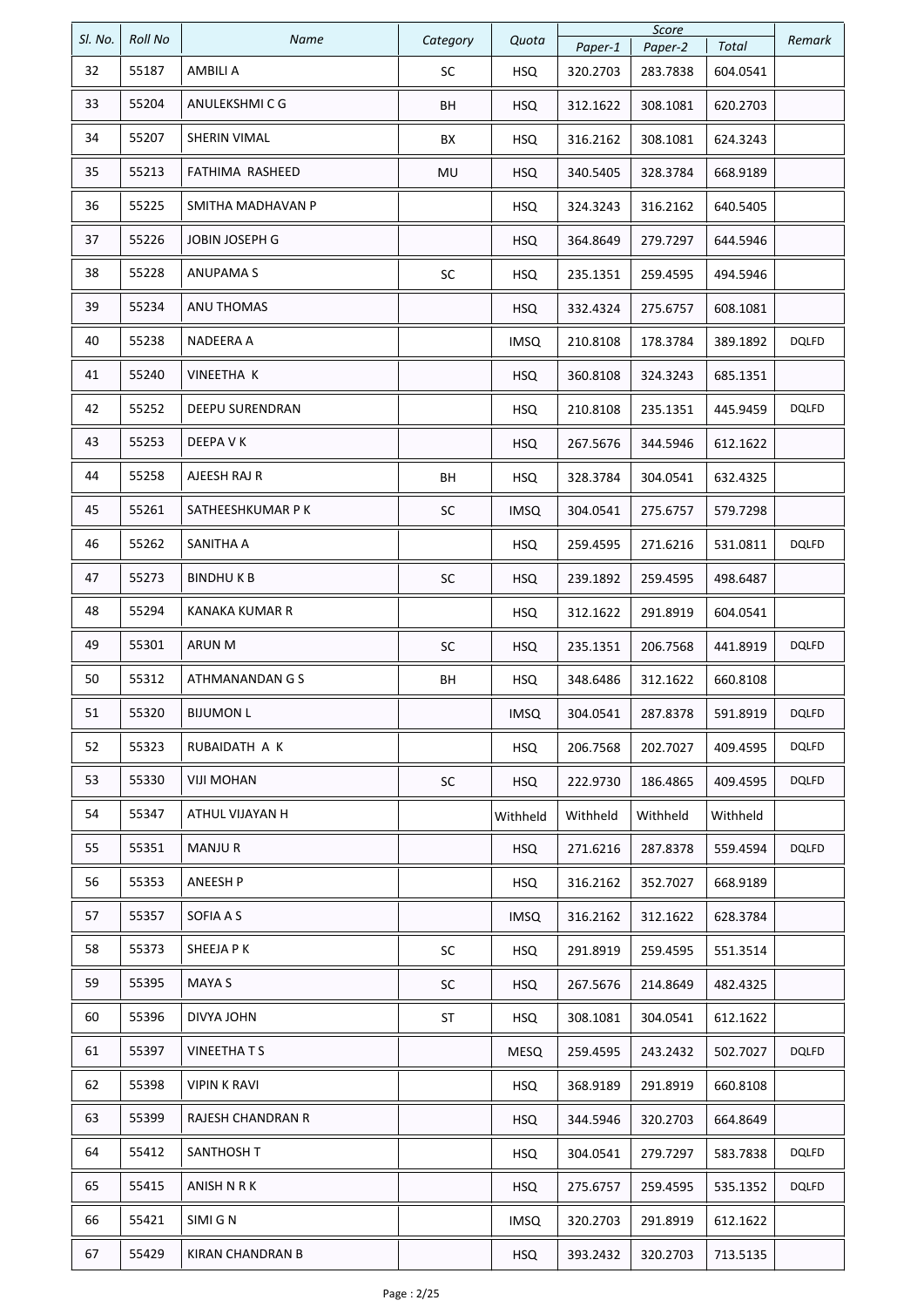| Sl. No. | Roll No | Name | Category | Quota | Score | | | Remark |
|---|---|---|---|---|---|---|---|---|
| | | | | | Paper-1 | Paper-2 | Total | |
| 32 | 55187 | AMBILI A | SC | HSQ | 320.2703 | 283.7838 | 604.0541 | |
| 33 | 55204 | ANULEKSHMI C G | BH | HSQ | 312.1622 | 308.1081 | 620.2703 | |
| 34 | 55207 | SHERIN VIMAL | BX | HSQ | 316.2162 | 308.1081 | 624.3243 | |
| 35 | 55213 | FATHIMA RASHEED | MU | HSQ | 340.5405 | 328.3784 | 668.9189 | |
| 36 | 55225 | SMITHA MADHAVAN P | | HSQ | 324.3243 | 316.2162 | 640.5405 | |
| 37 | 55226 | JOBIN JOSEPH G | | HSQ | 364.8649 | 279.7297 | 644.5946 | |
| 38 | 55228 | ANUPAMA S | SC | HSQ | 235.1351 | 259.4595 | 494.5946 | |
| 39 | 55234 | ANU THOMAS | | HSQ | 332.4324 | 275.6757 | 608.1081 | |
| 40 | 55238 | NADEERA A | | IMSQ | 210.8108 | 178.3784 | 389.1892 | DQLFD |
| 41 | 55240 | VINEETHA K | | HSQ | 360.8108 | 324.3243 | 685.1351 | |
| 42 | 55252 | DEEPU SURENDRAN | | HSQ | 210.8108 | 235.1351 | 445.9459 | DQLFD |
| 43 | 55253 | DEEPA V K | | HSQ | 267.5676 | 344.5946 | 612.1622 | |
| 44 | 55258 | AJEESH RAJ R | BH | HSQ | 328.3784 | 304.0541 | 632.4325 | |
| 45 | 55261 | SATHEESHKUMAR P K | SC | IMSQ | 304.0541 | 275.6757 | 579.7298 | |
| 46 | 55262 | SANITHA A | | HSQ | 259.4595 | 271.6216 | 531.0811 | DQLFD |
| 47 | 55273 | BINDHU K B | SC | HSQ | 239.1892 | 259.4595 | 498.6487 | |
| 48 | 55294 | KANAKA KUMAR R | | HSQ | 312.1622 | 291.8919 | 604.0541 | |
| 49 | 55301 | ARUN M | SC | HSQ | 235.1351 | 206.7568 | 441.8919 | DQLFD |
| 50 | 55312 | ATHMANANDAN G S | BH | HSQ | 348.6486 | 312.1622 | 660.8108 | |
| 51 | 55320 | BIJUMON L | | IMSQ | 304.0541 | 287.8378 | 591.8919 | DQLFD |
| 52 | 55323 | RUBAIDATH A K | | HSQ | 206.7568 | 202.7027 | 409.4595 | DQLFD |
| 53 | 55330 | VIJI MOHAN | SC | HSQ | 222.9730 | 186.4865 | 409.4595 | DQLFD |
| 54 | 55347 | ATHUL VIJAYAN H | | Withheld | Withheld | Withheld | Withheld | |
| 55 | 55351 | MANJU R | | HSQ | 271.6216 | 287.8378 | 559.4594 | DQLFD |
| 56 | 55353 | ANEESH P | | HSQ | 316.2162 | 352.7027 | 668.9189 | |
| 57 | 55357 | SOFIA A S | | IMSQ | 316.2162 | 312.1622 | 628.3784 | |
| 58 | 55373 | SHEEJA P K | SC | HSQ | 291.8919 | 259.4595 | 551.3514 | |
| 59 | 55395 | MAYA S | SC | HSQ | 267.5676 | 214.8649 | 482.4325 | |
| 60 | 55396 | DIVYA JOHN | ST | HSQ | 308.1081 | 304.0541 | 612.1622 | |
| 61 | 55397 | VINEETHA T S | | MESQ | 259.4595 | 243.2432 | 502.7027 | DQLFD |
| 62 | 55398 | VIPIN K RAVI | | HSQ | 368.9189 | 291.8919 | 660.8108 | |
| 63 | 55399 | RAJESH CHANDRAN R | | HSQ | 344.5946 | 320.2703 | 664.8649 | |
| 64 | 55412 | SANTHOSH T | | HSQ | 304.0541 | 279.7297 | 583.7838 | DQLFD |
| 65 | 55415 | ANISH N R K | | HSQ | 275.6757 | 259.4595 | 535.1352 | DQLFD |
| 66 | 55421 | SIMI G N | | IMSQ | 320.2703 | 291.8919 | 612.1622 | |
| 67 | 55429 | KIRAN CHANDRAN B | | HSQ | 393.2432 | 320.2703 | 713.5135 | |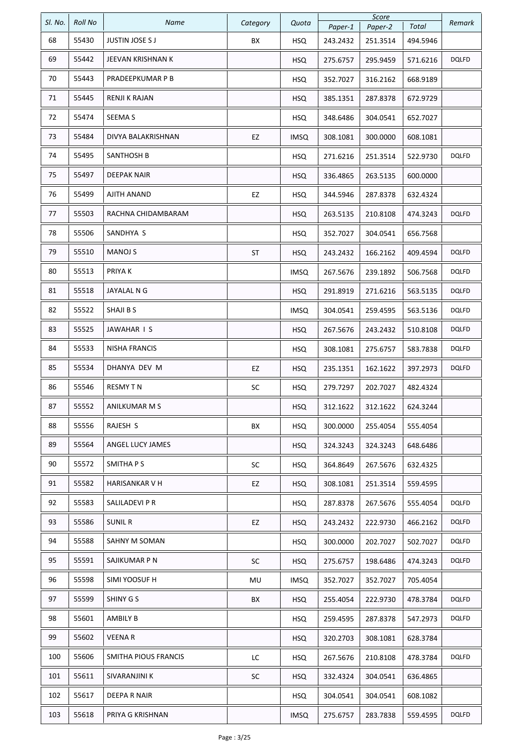| Sl. No. | Roll No | Name | Category | Quota | Score | | | Remark |
|---|---|---|---|---|---|---|---|---|
| | | | | | Paper-1 | Paper-2 | Total | |
| 68 | 55430 | JUSTIN JOSE S J | BX | HSQ | 243.2432 | 251.3514 | 494.5946 | |
| 69 | 55442 | JEEVAN KRISHNAN K | | HSQ | 275.6757 | 295.9459 | 571.6216 | DQLFD |
| 70 | 55443 | PRADEEPKUMAR P B | | HSQ | 352.7027 | 316.2162 | 668.9189 | |
| 71 | 55445 | RENJI K RAJAN | | HSQ | 385.1351 | 287.8378 | 672.9729 | |
| 72 | 55474 | SEEMA S | | HSQ | 348.6486 | 304.0541 | 652.7027 | |
| 73 | 55484 | DIVYA BALAKRISHNAN | EZ | IMSQ | 308.1081 | 300.0000 | 608.1081 | |
| 74 | 55495 | SANTHOSH B | | HSQ | 271.6216 | 251.3514 | 522.9730 | DQLFD |
| 75 | 55497 | DEEPAK NAIR | | HSQ | 336.4865 | 263.5135 | 600.0000 | |
| 76 | 55499 | AJITH ANAND | EZ | HSQ | 344.5946 | 287.8378 | 632.4324 | |
| 77 | 55503 | RACHNA CHIDAMBARAM | | HSQ | 263.5135 | 210.8108 | 474.3243 | DQLFD |
| 78 | 55506 | SANDHYA S | | HSQ | 352.7027 | 304.0541 | 656.7568 | |
| 79 | 55510 | MANOJ S | ST | HSQ | 243.2432 | 166.2162 | 409.4594 | DQLFD |
| 80 | 55513 | PRIYA K | | IMSQ | 267.5676 | 239.1892 | 506.7568 | DQLFD |
| 81 | 55518 | JAYALAL N G | | HSQ | 291.8919 | 271.6216 | 563.5135 | DQLFD |
| 82 | 55522 | SHAJI B S | | IMSQ | 304.0541 | 259.4595 | 563.5136 | DQLFD |
| 83 | 55525 | JAWAHAR I S | | HSQ | 267.5676 | 243.2432 | 510.8108 | DQLFD |
| 84 | 55533 | NISHA FRANCIS | | HSQ | 308.1081 | 275.6757 | 583.7838 | DQLFD |
| 85 | 55534 | DHANYA DEV M | EZ | HSQ | 235.1351 | 162.1622 | 397.2973 | DQLFD |
| 86 | 55546 | RESMY T N | SC | HSQ | 279.7297 | 202.7027 | 482.4324 | |
| 87 | 55552 | ANILKUMAR M S | | HSQ | 312.1622 | 312.1622 | 624.3244 | |
| 88 | 55556 | RAJESH S | BX | HSQ | 300.0000 | 255.4054 | 555.4054 | |
| 89 | 55564 | ANGEL LUCY JAMES | | HSQ | 324.3243 | 324.3243 | 648.6486 | |
| 90 | 55572 | SMITHA P S | SC | HSQ | 364.8649 | 267.5676 | 632.4325 | |
| 91 | 55582 | HARISANKAR V H | EZ | HSQ | 308.1081 | 251.3514 | 559.4595 | |
| 92 | 55583 | SALILADEVI P R | | HSQ | 287.8378 | 267.5676 | 555.4054 | DQLFD |
| 93 | 55586 | SUNIL R | EZ | HSQ | 243.2432 | 222.9730 | 466.2162 | DQLFD |
| 94 | 55588 | SAHNY M SOMAN | | HSQ | 300.0000 | 202.7027 | 502.7027 | DQLFD |
| 95 | 55591 | SAJIKUMAR P N | SC | HSQ | 275.6757 | 198.6486 | 474.3243 | DQLFD |
| 96 | 55598 | SIMI YOOSUF H | MU | IMSQ | 352.7027 | 352.7027 | 705.4054 | |
| 97 | 55599 | SHINY G S | BX | HSQ | 255.4054 | 222.9730 | 478.3784 | DQLFD |
| 98 | 55601 | AMBILY B | | HSQ | 259.4595 | 287.8378 | 547.2973 | DQLFD |
| 99 | 55602 | VEENA R | | HSQ | 320.2703 | 308.1081 | 628.3784 | |
| 100 | 55606 | SMITHA PIOUS FRANCIS | LC | HSQ | 267.5676 | 210.8108 | 478.3784 | DQLFD |
| 101 | 55611 | SIVARANJINI K | SC | HSQ | 332.4324 | 304.0541 | 636.4865 | |
| 102 | 55617 | DEEPA R NAIR | | HSQ | 304.0541 | 304.0541 | 608.1082 | |
| 103 | 55618 | PRIYA G KRISHNAN | | IMSQ | 275.6757 | 283.7838 | 559.4595 | DQLFD |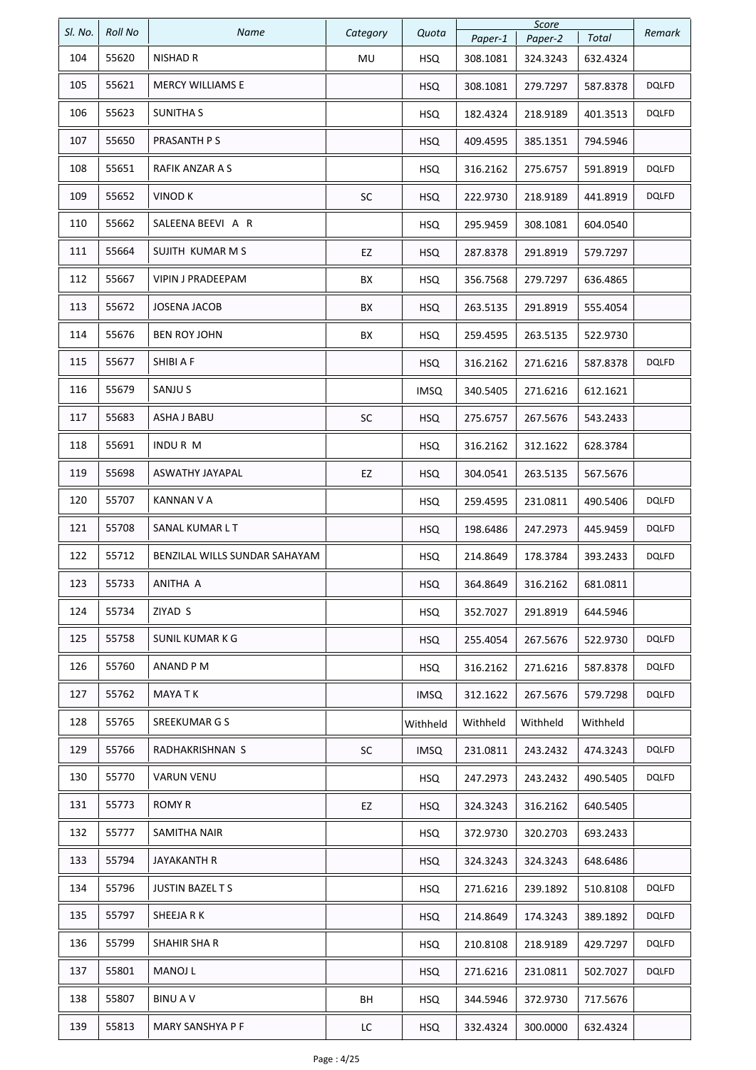| Sl. No. | Roll No | Name | Category | Quota | Score | | | Remark |
|---|---|---|---|---|---|---|---|---|
| | | | | | Paper-1 | Paper-2 | Total | |
| 104 | 55620 | NISHAD R | MU | HSQ | 308.1081 | 324.3243 | 632.4324 | |
| 105 | 55621 | MERCY WILLIAMS E | | HSQ | 308.1081 | 279.7297 | 587.8378 | DQLFD |
| 106 | 55623 | SUNITHA S | | HSQ | 182.4324 | 218.9189 | 401.3513 | DQLFD |
| 107 | 55650 | PRASANTH P S | | HSQ | 409.4595 | 385.1351 | 794.5946 | |
| 108 | 55651 | RAFIK ANZAR A S | | HSQ | 316.2162 | 275.6757 | 591.8919 | DQLFD |
| 109 | 55652 | VINOD K | SC | HSQ | 222.9730 | 218.9189 | 441.8919 | DQLFD |
| 110 | 55662 | SALEENA BEEVI A R | | HSQ | 295.9459 | 308.1081 | 604.0540 | |
| 111 | 55664 | SUJITH KUMAR M S | EZ | HSQ | 287.8378 | 291.8919 | 579.7297 | |
| 112 | 55667 | VIPIN J PRADEEPAM | BX | HSQ | 356.7568 | 279.7297 | 636.4865 | |
| 113 | 55672 | JOSENA JACOB | BX | HSQ | 263.5135 | 291.8919 | 555.4054 | |
| 114 | 55676 | BEN ROY JOHN | BX | HSQ | 259.4595 | 263.5135 | 522.9730 | |
| 115 | 55677 | SHIBI A F | | HSQ | 316.2162 | 271.6216 | 587.8378 | DQLFD |
| 116 | 55679 | SANJU S | | IMSQ | 340.5405 | 271.6216 | 612.1621 | |
| 117 | 55683 | ASHA J BABU | SC | HSQ | 275.6757 | 267.5676 | 543.2433 | |
| 118 | 55691 | INDU R M | | HSQ | 316.2162 | 312.1622 | 628.3784 | |
| 119 | 55698 | ASWATHY JAYAPAL | EZ | HSQ | 304.0541 | 263.5135 | 567.5676 | |
| 120 | 55707 | KANNAN V A | | HSQ | 259.4595 | 231.0811 | 490.5406 | DQLFD |
| 121 | 55708 | SANAL KUMAR L T | | HSQ | 198.6486 | 247.2973 | 445.9459 | DQLFD |
| 122 | 55712 | BENZILAL WILLS SUNDAR SAHAYAM | | HSQ | 214.8649 | 178.3784 | 393.2433 | DQLFD |
| 123 | 55733 | ANITHA A | | HSQ | 364.8649 | 316.2162 | 681.0811 | |
| 124 | 55734 | ZIYAD S | | HSQ | 352.7027 | 291.8919 | 644.5946 | |
| 125 | 55758 | SUNIL KUMAR K G | | HSQ | 255.4054 | 267.5676 | 522.9730 | DQLFD |
| 126 | 55760 | ANAND P M | | HSQ | 316.2162 | 271.6216 | 587.8378 | DQLFD |
| 127 | 55762 | MAYA T K | | IMSQ | 312.1622 | 267.5676 | 579.7298 | DQLFD |
| 128 | 55765 | SREEKUMAR G S | | Withheld | Withheld | Withheld | Withheld | |
| 129 | 55766 | RADHAKRISHNAN S | SC | IMSQ | 231.0811 | 243.2432 | 474.3243 | DQLFD |
| 130 | 55770 | VARUN VENU | | HSQ | 247.2973 | 243.2432 | 490.5405 | DQLFD |
| 131 | 55773 | ROMY R | EZ | HSQ | 324.3243 | 316.2162 | 640.5405 | |
| 132 | 55777 | SAMITHA NAIR | | HSQ | 372.9730 | 320.2703 | 693.2433 | |
| 133 | 55794 | JAYAKANTH R | | HSQ | 324.3243 | 324.3243 | 648.6486 | |
| 134 | 55796 | JUSTIN BAZEL T S | | HSQ | 271.6216 | 239.1892 | 510.8108 | DQLFD |
| 135 | 55797 | SHEEJA R K | | HSQ | 214.8649 | 174.3243 | 389.1892 | DQLFD |
| 136 | 55799 | SHAHIR SHA R | | HSQ | 210.8108 | 218.9189 | 429.7297 | DQLFD |
| 137 | 55801 | MANOJ L | | HSQ | 271.6216 | 231.0811 | 502.7027 | DQLFD |
| 138 | 55807 | BINU A V | BH | HSQ | 344.5946 | 372.9730 | 717.5676 | |
| 139 | 55813 | MARY SANSHYA P F | LC | HSQ | 332.4324 | 300.0000 | 632.4324 | |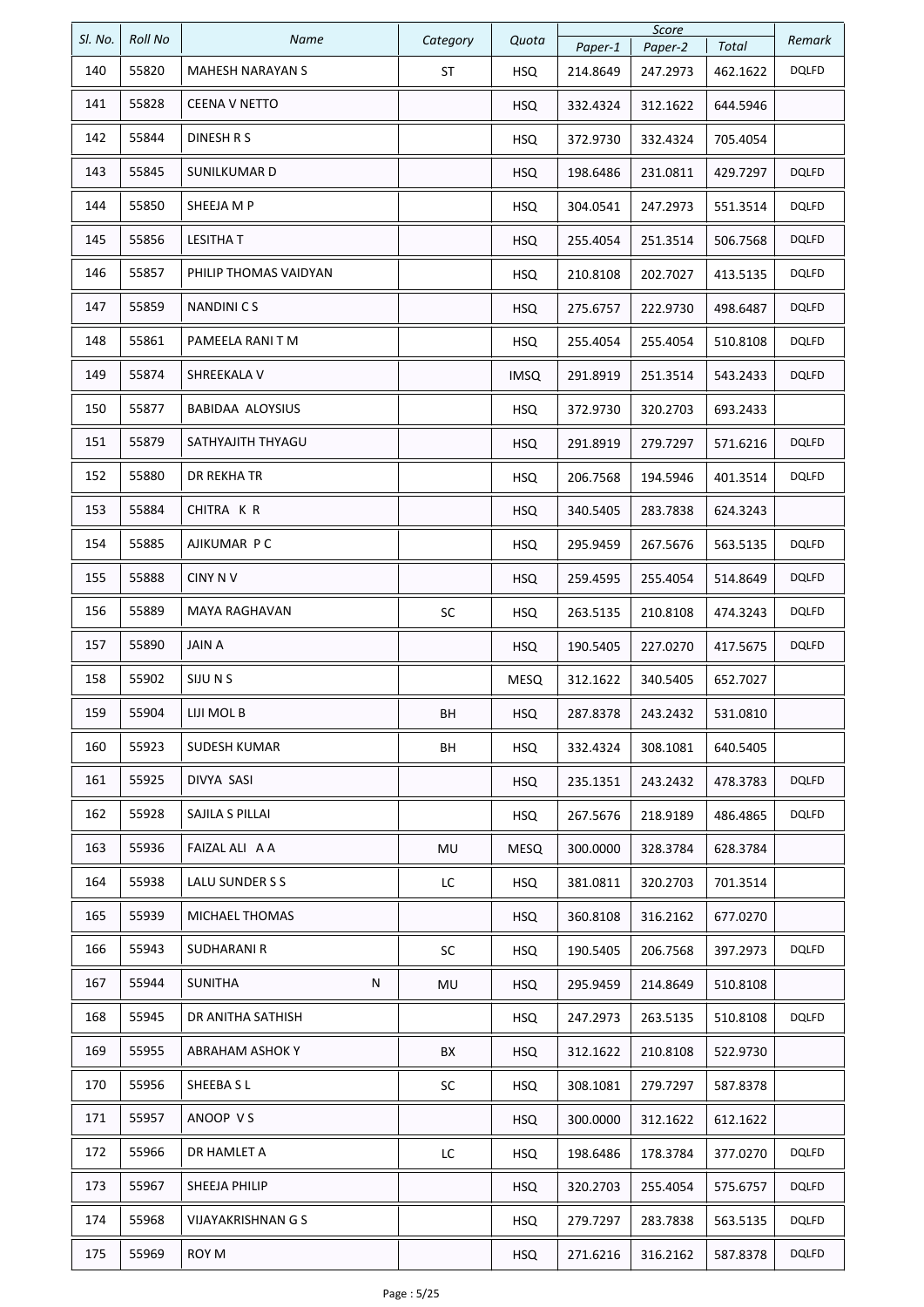| Sl. No. | Roll No | Name | Category | Quota | Score | | | Remark |
|---|---|---|---|---|---|---|---|---|
| | | | | | Paper-1 | Paper-2 | Total | |
| 140 | 55820 | MAHESH NARAYAN S | ST | HSQ | 214.8649 | 247.2973 | 462.1622 | DQLFD |
| 141 | 55828 | CEENA V NETTO | | HSQ | 332.4324 | 312.1622 | 644.5946 | |
| 142 | 55844 | DINESH R S | | HSQ | 372.9730 | 332.4324 | 705.4054 | |
| 143 | 55845 | SUNILKUMAR D | | HSQ | 198.6486 | 231.0811 | 429.7297 | DQLFD |
| 144 | 55850 | SHEEJA M P | | HSQ | 304.0541 | 247.2973 | 551.3514 | DQLFD |
| 145 | 55856 | LESITHA T | | HSQ | 255.4054 | 251.3514 | 506.7568 | DQLFD |
| 146 | 55857 | PHILIP THOMAS VAIDYAN | | HSQ | 210.8108 | 202.7027 | 413.5135 | DQLFD |
| 147 | 55859 | NANDINI C S | | HSQ | 275.6757 | 222.9730 | 498.6487 | DQLFD |
| 148 | 55861 | PAMEELA RANI T M | | HSQ | 255.4054 | 255.4054 | 510.8108 | DQLFD |
| 149 | 55874 | SHREEKALA V | | IMSQ | 291.8919 | 251.3514 | 543.2433 | DQLFD |
| 150 | 55877 | BABIDAA ALOYSIUS | | HSQ | 372.9730 | 320.2703 | 693.2433 | |
| 151 | 55879 | SATHYAJITH THYAGU | | HSQ | 291.8919 | 279.7297 | 571.6216 | DQLFD |
| 152 | 55880 | DR REKHA TR | | HSQ | 206.7568 | 194.5946 | 401.3514 | DQLFD |
| 153 | 55884 | CHITRA K R | | HSQ | 340.5405 | 283.7838 | 624.3243 | |
| 154 | 55885 | AJIKUMAR P C | | HSQ | 295.9459 | 267.5676 | 563.5135 | DQLFD |
| 155 | 55888 | CINY N V | | HSQ | 259.4595 | 255.4054 | 514.8649 | DQLFD |
| 156 | 55889 | MAYA RAGHAVAN | SC | HSQ | 263.5135 | 210.8108 | 474.3243 | DQLFD |
| 157 | 55890 | JAIN A | | HSQ | 190.5405 | 227.0270 | 417.5675 | DQLFD |
| 158 | 55902 | SIJU N S | | MESQ | 312.1622 | 340.5405 | 652.7027 | |
| 159 | 55904 | LIJI MOL B | BH | HSQ | 287.8378 | 243.2432 | 531.0810 | |
| 160 | 55923 | SUDESH KUMAR | BH | HSQ | 332.4324 | 308.1081 | 640.5405 | |
| 161 | 55925 | DIVYA SASI | | HSQ | 235.1351 | 243.2432 | 478.3783 | DQLFD |
| 162 | 55928 | SAJILA S PILLAI | | HSQ | 267.5676 | 218.9189 | 486.4865 | DQLFD |
| 163 | 55936 | FAIZAL ALI A A | MU | MESQ | 300.0000 | 328.3784 | 628.3784 | |
| 164 | 55938 | LALU SUNDER S S | LC | HSQ | 381.0811 | 320.2703 | 701.3514 | |
| 165 | 55939 | MICHAEL THOMAS | | HSQ | 360.8108 | 316.2162 | 677.0270 | |
| 166 | 55943 | SUDHARANI R | SC | HSQ | 190.5405 | 206.7568 | 397.2973 | DQLFD |
| 167 | 55944 | SUNITHA N | MU | HSQ | 295.9459 | 214.8649 | 510.8108 | |
| 168 | 55945 | DR ANITHA SATHISH | | HSQ | 247.2973 | 263.5135 | 510.8108 | DQLFD |
| 169 | 55955 | ABRAHAM ASHOK Y | BX | HSQ | 312.1622 | 210.8108 | 522.9730 | |
| 170 | 55956 | SHEEBA S L | SC | HSQ | 308.1081 | 279.7297 | 587.8378 | |
| 171 | 55957 | ANOOP V S | | HSQ | 300.0000 | 312.1622 | 612.1622 | |
| 172 | 55966 | DR HAMLET A | LC | HSQ | 198.6486 | 178.3784 | 377.0270 | DQLFD |
| 173 | 55967 | SHEEJA PHILIP | | HSQ | 320.2703 | 255.4054 | 575.6757 | DQLFD |
| 174 | 55968 | VIJAYAKRISHNAN G S | | HSQ | 279.7297 | 283.7838 | 563.5135 | DQLFD |
| 175 | 55969 | ROY M | | HSQ | 271.6216 | 316.2162 | 587.8378 | DQLFD |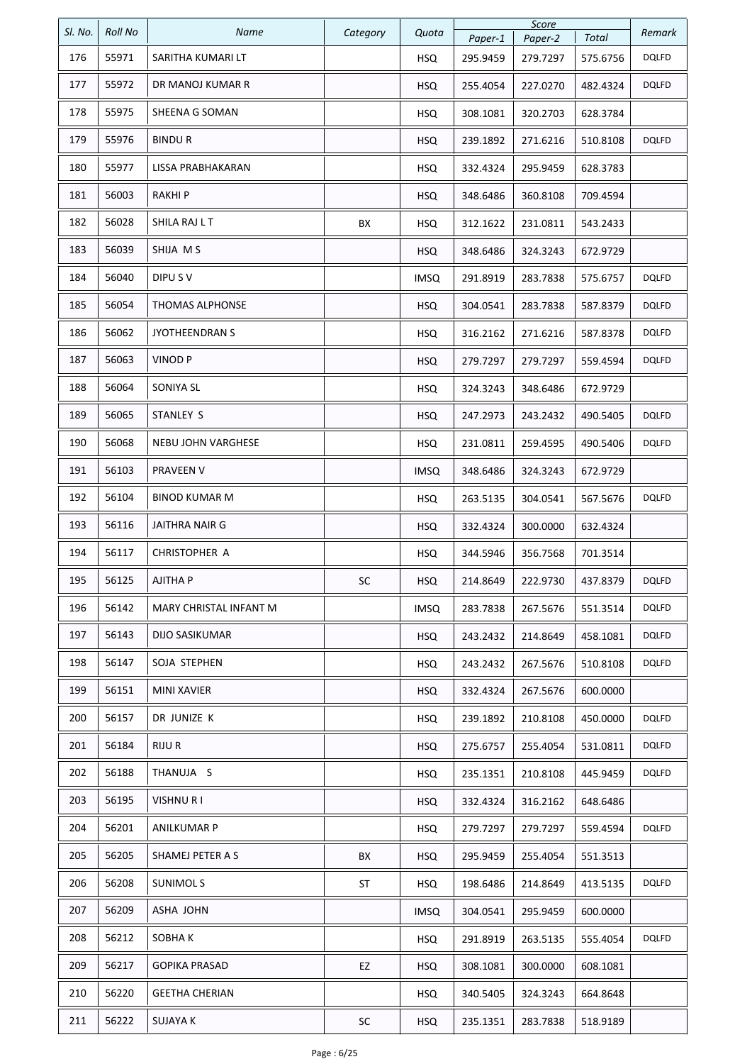| Sl. No. | Roll No | Name | Category | Quota | Score | | | Remark |
|---|---|---|---|---|---|---|---|---|
| | | | | | Paper-1 | Paper-2 | Total | |
| 176 | 55971 | SARITHA KUMARI LT | | HSQ | 295.9459 | 279.7297 | 575.6756 | DQLFD |
| 177 | 55972 | DR MANOJ KUMAR R | | HSQ | 255.4054 | 227.0270 | 482.4324 | DQLFD |
| 178 | 55975 | SHEENA G SOMAN | | HSQ | 308.1081 | 320.2703 | 628.3784 | |
| 179 | 55976 | BINDU R | | HSQ | 239.1892 | 271.6216 | 510.8108 | DQLFD |
| 180 | 55977 | LISSA PRABHAKARAN | | HSQ | 332.4324 | 295.9459 | 628.3783 | |
| 181 | 56003 | RAKHI P | | HSQ | 348.6486 | 360.8108 | 709.4594 | |
| 182 | 56028 | SHILA RAJ L T | BX | HSQ | 312.1622 | 231.0811 | 543.2433 | |
| 183 | 56039 | SHIJA M S | | HSQ | 348.6486 | 324.3243 | 672.9729 | |
| 184 | 56040 | DIPU S V | | IMSQ | 291.8919 | 283.7838 | 575.6757 | DQLFD |
| 185 | 56054 | THOMAS ALPHONSE | | HSQ | 304.0541 | 283.7838 | 587.8379 | DQLFD |
| 186 | 56062 | JYOTHEENDRAN S | | HSQ | 316.2162 | 271.6216 | 587.8378 | DQLFD |
| 187 | 56063 | VINOD P | | HSQ | 279.7297 | 279.7297 | 559.4594 | DQLFD |
| 188 | 56064 | SONIYA SL | | HSQ | 324.3243 | 348.6486 | 672.9729 | |
| 189 | 56065 | STANLEY S | | HSQ | 247.2973 | 243.2432 | 490.5405 | DQLFD |
| 190 | 56068 | NEBU JOHN VARGHESE | | HSQ | 231.0811 | 259.4595 | 490.5406 | DQLFD |
| 191 | 56103 | PRAVEEN V | | IMSQ | 348.6486 | 324.3243 | 672.9729 | |
| 192 | 56104 | BINOD KUMAR M | | HSQ | 263.5135 | 304.0541 | 567.5676 | DQLFD |
| 193 | 56116 | JAITHRA NAIR G | | HSQ | 332.4324 | 300.0000 | 632.4324 | |
| 194 | 56117 | CHRISTOPHER A | | HSQ | 344.5946 | 356.7568 | 701.3514 | |
| 195 | 56125 | AJITHA P | SC | HSQ | 214.8649 | 222.9730 | 437.8379 | DQLFD |
| 196 | 56142 | MARY CHRISTAL INFANT M | | IMSQ | 283.7838 | 267.5676 | 551.3514 | DQLFD |
| 197 | 56143 | DIJO SASIKUMAR | | HSQ | 243.2432 | 214.8649 | 458.1081 | DQLFD |
| 198 | 56147 | SOJA STEPHEN | | HSQ | 243.2432 | 267.5676 | 510.8108 | DQLFD |
| 199 | 56151 | MINI XAVIER | | HSQ | 332.4324 | 267.5676 | 600.0000 | |
| 200 | 56157 | DR JUNIZE K | | HSQ | 239.1892 | 210.8108 | 450.0000 | DQLFD |
| 201 | 56184 | RIJU R | | HSQ | 275.6757 | 255.4054 | 531.0811 | DQLFD |
| 202 | 56188 | THANUJA S | | HSQ | 235.1351 | 210.8108 | 445.9459 | DQLFD |
| 203 | 56195 | VISHNU R I | | HSQ | 332.4324 | 316.2162 | 648.6486 | |
| 204 | 56201 | ANILKUMAR P | | HSQ | 279.7297 | 279.7297 | 559.4594 | DQLFD |
| 205 | 56205 | SHAMEJ PETER A S | BX | HSQ | 295.9459 | 255.4054 | 551.3513 | |
| 206 | 56208 | SUNIMOL S | ST | HSQ | 198.6486 | 214.8649 | 413.5135 | DQLFD |
| 207 | 56209 | ASHA JOHN | | IMSQ | 304.0541 | 295.9459 | 600.0000 | |
| 208 | 56212 | SOBHA K | | HSQ | 291.8919 | 263.5135 | 555.4054 | DQLFD |
| 209 | 56217 | GOPIKA PRASAD | EZ | HSQ | 308.1081 | 300.0000 | 608.1081 | |
| 210 | 56220 | GEETHA CHERIAN | | HSQ | 340.5405 | 324.3243 | 664.8648 | |
| 211 | 56222 | SUJAYA K | SC | HSQ | 235.1351 | 283.7838 | 518.9189 | |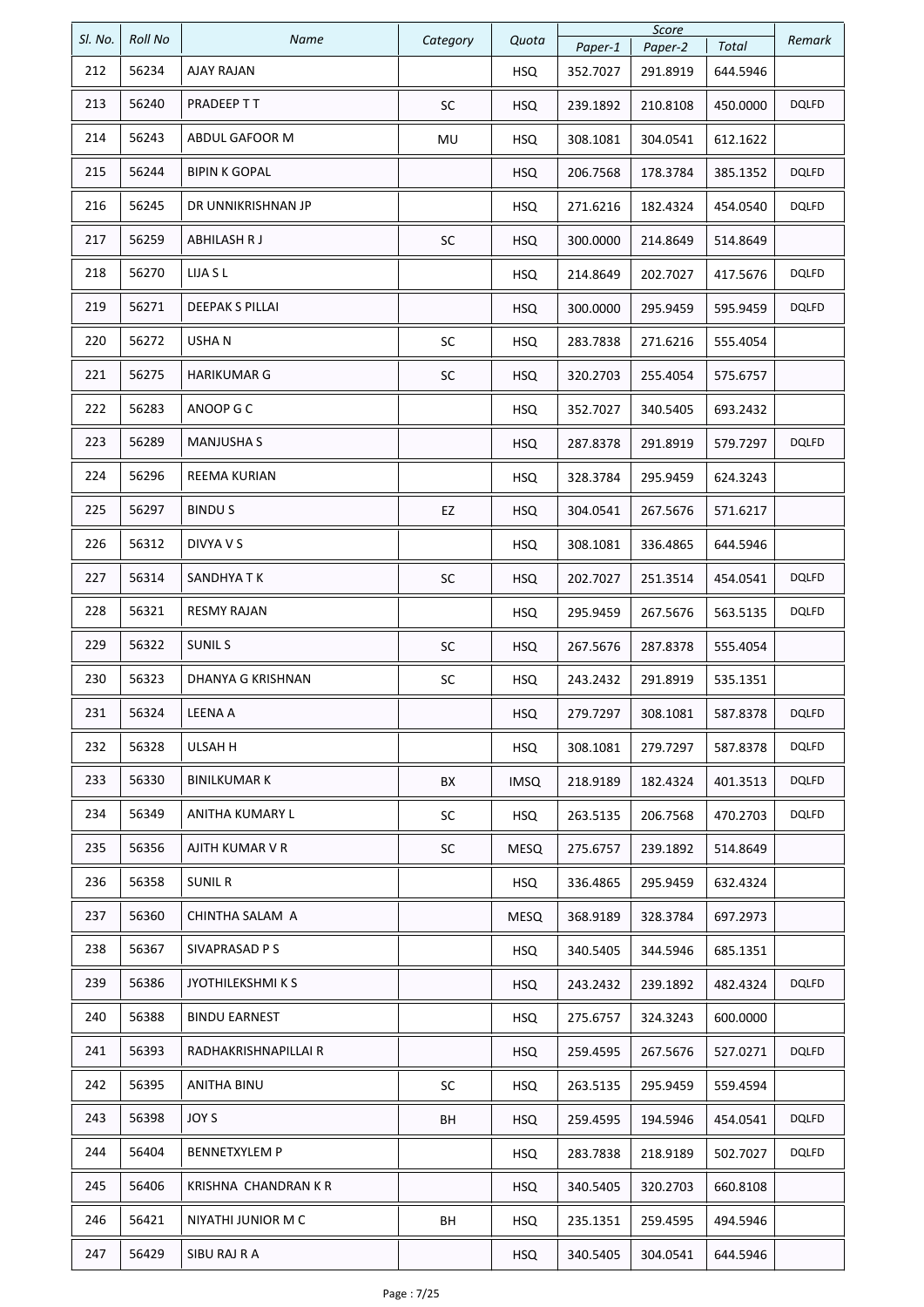| Sl. No. | Roll No | Name | Category | Quota | Score | | | Remark |
|---|---|---|---|---|---|---|---|---|
| | | | | | Paper-1 | Paper-2 | Total | |
| 212 | 56234 | AJAY RAJAN | | HSQ | 352.7027 | 291.8919 | 644.5946 | |
| 213 | 56240 | PRADEEP T T | SC | HSQ | 239.1892 | 210.8108 | 450.0000 | DQLFD |
| 214 | 56243 | ABDUL GAFOOR M | MU | HSQ | 308.1081 | 304.0541 | 612.1622 | |
| 215 | 56244 | BIPIN K GOPAL | | HSQ | 206.7568 | 178.3784 | 385.1352 | DQLFD |
| 216 | 56245 | DR UNNIKRISHNAN JP | | HSQ | 271.6216 | 182.4324 | 454.0540 | DQLFD |
| 217 | 56259 | ABHILASH R J | SC | HSQ | 300.0000 | 214.8649 | 514.8649 | |
| 218 | 56270 | LIJA S L | | HSQ | 214.8649 | 202.7027 | 417.5676 | DQLFD |
| 219 | 56271 | DEEPAK S PILLAI | | HSQ | 300.0000 | 295.9459 | 595.9459 | DQLFD |
| 220 | 56272 | USHA N | SC | HSQ | 283.7838 | 271.6216 | 555.4054 | |
| 221 | 56275 | HARIKUMAR G | SC | HSQ | 320.2703 | 255.4054 | 575.6757 | |
| 222 | 56283 | ANOOP G C | | HSQ | 352.7027 | 340.5405 | 693.2432 | |
| 223 | 56289 | MANJUSHA S | | HSQ | 287.8378 | 291.8919 | 579.7297 | DQLFD |
| 224 | 56296 | REEMA KURIAN | | HSQ | 328.3784 | 295.9459 | 624.3243 | |
| 225 | 56297 | BINDU S | EZ | HSQ | 304.0541 | 267.5676 | 571.6217 | |
| 226 | 56312 | DIVYA V S | | HSQ | 308.1081 | 336.4865 | 644.5946 | |
| 227 | 56314 | SANDHYA T K | SC | HSQ | 202.7027 | 251.3514 | 454.0541 | DQLFD |
| 228 | 56321 | RESMY RAJAN | | HSQ | 295.9459 | 267.5676 | 563.5135 | DQLFD |
| 229 | 56322 | SUNIL S | SC | HSQ | 267.5676 | 287.8378 | 555.4054 | |
| 230 | 56323 | DHANYA G KRISHNAN | SC | HSQ | 243.2432 | 291.8919 | 535.1351 | |
| 231 | 56324 | LEENA A | | HSQ | 279.7297 | 308.1081 | 587.8378 | DQLFD |
| 232 | 56328 | ULSAH H | | HSQ | 308.1081 | 279.7297 | 587.8378 | DQLFD |
| 233 | 56330 | BINILKUMAR K | BX | IMSQ | 218.9189 | 182.4324 | 401.3513 | DQLFD |
| 234 | 56349 | ANITHA KUMARY L | SC | HSQ | 263.5135 | 206.7568 | 470.2703 | DQLFD |
| 235 | 56356 | AJITH KUMAR V R | SC | MESQ | 275.6757 | 239.1892 | 514.8649 | |
| 236 | 56358 | SUNIL R | | HSQ | 336.4865 | 295.9459 | 632.4324 | |
| 237 | 56360 | CHINTHA SALAM A | | MESQ | 368.9189 | 328.3784 | 697.2973 | |
| 238 | 56367 | SIVAPRASAD P S | | HSQ | 340.5405 | 344.5946 | 685.1351 | |
| 239 | 56386 | JYOTHILEKSHMI K S | | HSQ | 243.2432 | 239.1892 | 482.4324 | DQLFD |
| 240 | 56388 | BINDU EARNEST | | HSQ | 275.6757 | 324.3243 | 600.0000 | |
| 241 | 56393 | RADHAKRISHNAPILLAI R | | HSQ | 259.4595 | 267.5676 | 527.0271 | DQLFD |
| 242 | 56395 | ANITHA BINU | SC | HSQ | 263.5135 | 295.9459 | 559.4594 | |
| 243 | 56398 | JOY S | BH | HSQ | 259.4595 | 194.5946 | 454.0541 | DQLFD |
| 244 | 56404 | BENNETXYLEM P | | HSQ | 283.7838 | 218.9189 | 502.7027 | DQLFD |
| 245 | 56406 | KRISHNA CHANDRAN K R | | HSQ | 340.5405 | 320.2703 | 660.8108 | |
| 246 | 56421 | NIYATHI JUNIOR M C | BH | HSQ | 235.1351 | 259.4595 | 494.5946 | |
| 247 | 56429 | SIBU RAJ R A | | HSQ | 340.5405 | 304.0541 | 644.5946 | |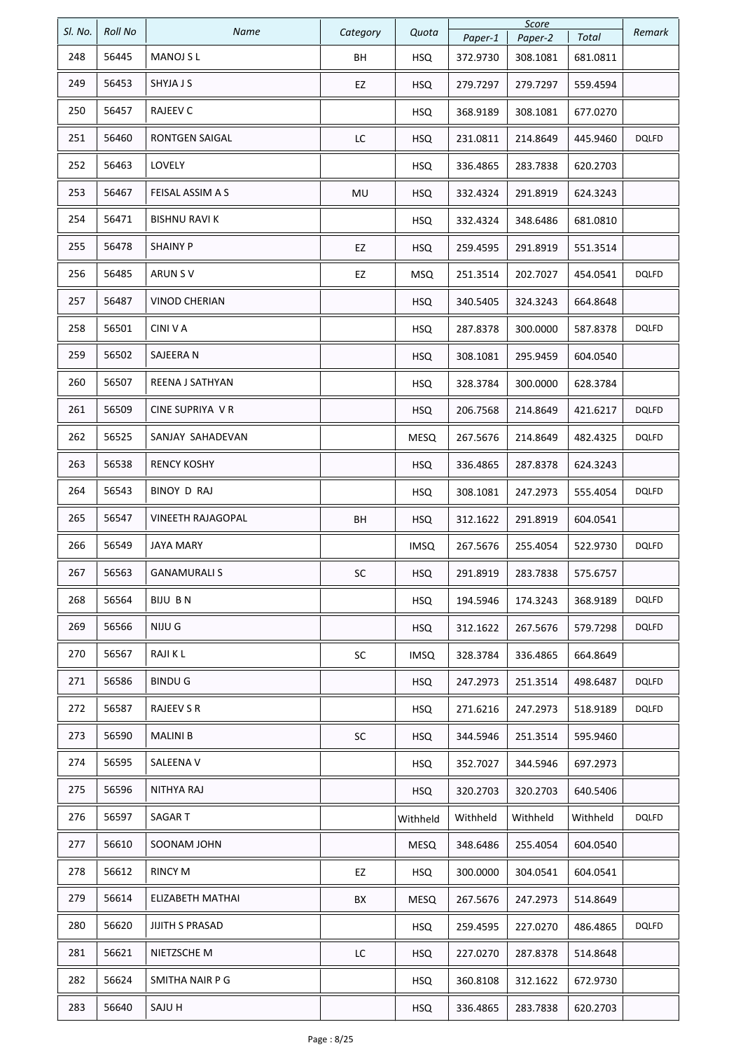| Sl. No. | Roll No | Name | Category | Quota | Score | | | Remark |
|---|---|---|---|---|---|---|---|---|
| | | | | | Paper-1 | Paper-2 | Total | |
| 248 | 56445 | MANOJ S L | BH | HSQ | 372.9730 | 308.1081 | 681.0811 | |
| 249 | 56453 | SHYJA J S | EZ | HSQ | 279.7297 | 279.7297 | 559.4594 | |
| 250 | 56457 | RAJEEV C | | HSQ | 368.9189 | 308.1081 | 677.0270 | |
| 251 | 56460 | RONTGEN SAIGAL | LC | HSQ | 231.0811 | 214.8649 | 445.9460 | DQLFD |
| 252 | 56463 | LOVELY | | HSQ | 336.4865 | 283.7838 | 620.2703 | |
| 253 | 56467 | FEISAL ASSIM A S | MU | HSQ | 332.4324 | 291.8919 | 624.3243 | |
| 254 | 56471 | BISHNU RAVI K | | HSQ | 332.4324 | 348.6486 | 681.0810 | |
| 255 | 56478 | SHAINY P | EZ | HSQ | 259.4595 | 291.8919 | 551.3514 | |
| 256 | 56485 | ARUN S V | EZ | MSQ | 251.3514 | 202.7027 | 454.0541 | DQLFD |
| 257 | 56487 | VINOD CHERIAN | | HSQ | 340.5405 | 324.3243 | 664.8648 | |
| 258 | 56501 | CINI V A | | HSQ | 287.8378 | 300.0000 | 587.8378 | DQLFD |
| 259 | 56502 | SAJEERA N | | HSQ | 308.1081 | 295.9459 | 604.0540 | |
| 260 | 56507 | REENA J SATHYAN | | HSQ | 328.3784 | 300.0000 | 628.3784 | |
| 261 | 56509 | CINE SUPRIYA V R | | HSQ | 206.7568 | 214.8649 | 421.6217 | DQLFD |
| 262 | 56525 | SANJAY SAHADEVAN | | MESQ | 267.5676 | 214.8649 | 482.4325 | DQLFD |
| 263 | 56538 | RENCY KOSHY | | HSQ | 336.4865 | 287.8378 | 624.3243 | |
| 264 | 56543 | BINOY D RAJ | | HSQ | 308.1081 | 247.2973 | 555.4054 | DQLFD |
| 265 | 56547 | VINEETH RAJAGOPAL | BH | HSQ | 312.1622 | 291.8919 | 604.0541 | |
| 266 | 56549 | JAYA MARY | | IMSQ | 267.5676 | 255.4054 | 522.9730 | DQLFD |
| 267 | 56563 | GANAMURALI S | SC | HSQ | 291.8919 | 283.7838 | 575.6757 | |
| 268 | 56564 | BIJU B N | | HSQ | 194.5946 | 174.3243 | 368.9189 | DQLFD |
| 269 | 56566 | NIJU G | | HSQ | 312.1622 | 267.5676 | 579.7298 | DQLFD |
| 270 | 56567 | RAJI K L | SC | IMSQ | 328.3784 | 336.4865 | 664.8649 | |
| 271 | 56586 | BINDU G | | HSQ | 247.2973 | 251.3514 | 498.6487 | DQLFD |
| 272 | 56587 | RAJEEV S R | | HSQ | 271.6216 | 247.2973 | 518.9189 | DQLFD |
| 273 | 56590 | MALINI B | SC | HSQ | 344.5946 | 251.3514 | 595.9460 | |
| 274 | 56595 | SALEENA V | | HSQ | 352.7027 | 344.5946 | 697.2973 | |
| 275 | 56596 | NITHYA RAJ | | HSQ | 320.2703 | 320.2703 | 640.5406 | |
| 276 | 56597 | SAGAR T | | Withheld | Withheld | Withheld | Withheld | DQLFD |
| 277 | 56610 | SOONAM JOHN | | MESQ | 348.6486 | 255.4054 | 604.0540 | |
| 278 | 56612 | RINCY M | EZ | HSQ | 300.0000 | 304.0541 | 604.0541 | |
| 279 | 56614 | ELIZABETH MATHAI | BX | MESQ | 267.5676 | 247.2973 | 514.8649 | |
| 280 | 56620 | JIJITH S PRASAD | | HSQ | 259.4595 | 227.0270 | 486.4865 | DQLFD |
| 281 | 56621 | NIETZSCHE M | LC | HSQ | 227.0270 | 287.8378 | 514.8648 | |
| 282 | 56624 | SMITHA NAIR P G | | HSQ | 360.8108 | 312.1622 | 672.9730 | |
| 283 | 56640 | SAJU H | | HSQ | 336.4865 | 283.7838 | 620.2703 | |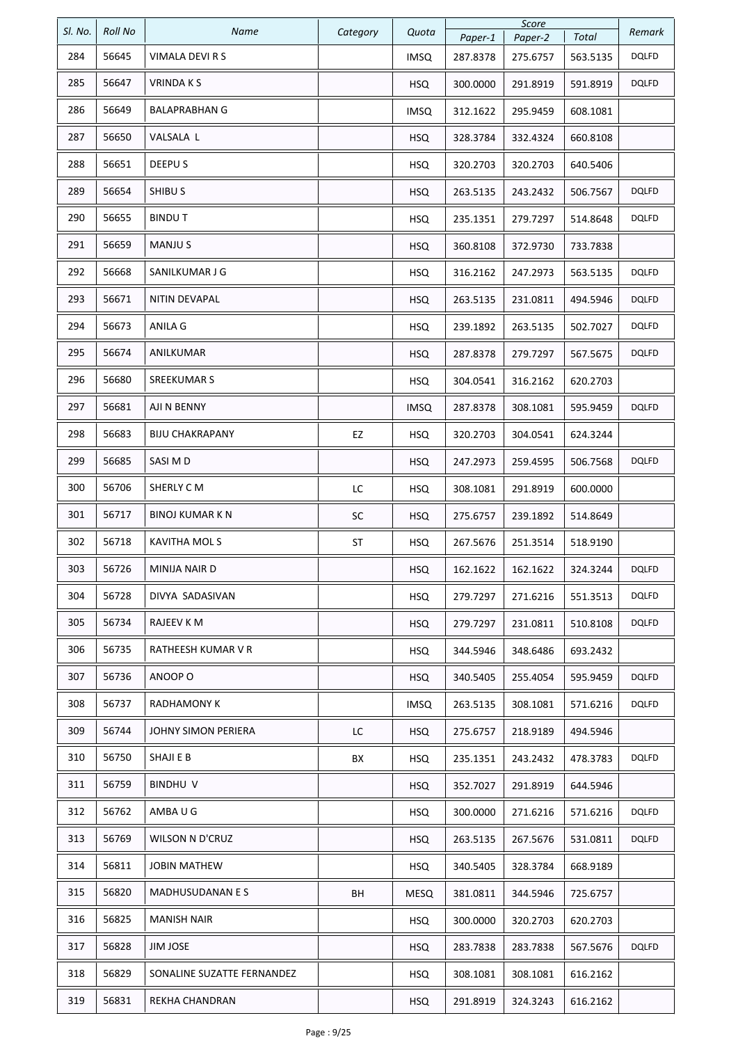| Sl. No. | Roll No | Name | Category | Quota | Score | | | Remark |
|---|---|---|---|---|---|---|---|---|
| | | | | | Paper-1 | Paper-2 | Total | |
| 284 | 56645 | VIMALA DEVI R S | | IMSQ | 287.8378 | 275.6757 | 563.5135 | DQLFD |
| 285 | 56647 | VRINDA K S | | HSQ | 300.0000 | 291.8919 | 591.8919 | DQLFD |
| 286 | 56649 | BALAPRABHAN G | | IMSQ | 312.1622 | 295.9459 | 608.1081 | |
| 287 | 56650 | VALSALA L | | HSQ | 328.3784 | 332.4324 | 660.8108 | |
| 288 | 56651 | DEEPU S | | HSQ | 320.2703 | 320.2703 | 640.5406 | |
| 289 | 56654 | SHIBU S | | HSQ | 263.5135 | 243.2432 | 506.7567 | DQLFD |
| 290 | 56655 | BINDU T | | HSQ | 235.1351 | 279.7297 | 514.8648 | DQLFD |
| 291 | 56659 | MANJU S | | HSQ | 360.8108 | 372.9730 | 733.7838 | |
| 292 | 56668 | SANILKUMAR J G | | HSQ | 316.2162 | 247.2973 | 563.5135 | DQLFD |
| 293 | 56671 | NITIN DEVAPAL | | HSQ | 263.5135 | 231.0811 | 494.5946 | DQLFD |
| 294 | 56673 | ANILA G | | HSQ | 239.1892 | 263.5135 | 502.7027 | DQLFD |
| 295 | 56674 | ANILKUMAR | | HSQ | 287.8378 | 279.7297 | 567.5675 | DQLFD |
| 296 | 56680 | SREEKUMAR S | | HSQ | 304.0541 | 316.2162 | 620.2703 | |
| 297 | 56681 | AJI N BENNY | | IMSQ | 287.8378 | 308.1081 | 595.9459 | DQLFD |
| 298 | 56683 | BIJU CHAKRAPANY | EZ | HSQ | 320.2703 | 304.0541 | 624.3244 | |
| 299 | 56685 | SASI M D | | HSQ | 247.2973 | 259.4595 | 506.7568 | DQLFD |
| 300 | 56706 | SHERLY C M | LC | HSQ | 308.1081 | 291.8919 | 600.0000 | |
| 301 | 56717 | BINOJ KUMAR K N | SC | HSQ | 275.6757 | 239.1892 | 514.8649 | |
| 302 | 56718 | KAVITHA MOL S | ST | HSQ | 267.5676 | 251.3514 | 518.9190 | |
| 303 | 56726 | MINIJA NAIR D | | HSQ | 162.1622 | 162.1622 | 324.3244 | DQLFD |
| 304 | 56728 | DIVYA SADASIVAN | | HSQ | 279.7297 | 271.6216 | 551.3513 | DQLFD |
| 305 | 56734 | RAJEEV K M | | HSQ | 279.7297 | 231.0811 | 510.8108 | DQLFD |
| 306 | 56735 | RATHEESH KUMAR V R | | HSQ | 344.5946 | 348.6486 | 693.2432 | |
| 307 | 56736 | ANOOP O | | HSQ | 340.5405 | 255.4054 | 595.9459 | DQLFD |
| 308 | 56737 | RADHAMONY K | | IMSQ | 263.5135 | 308.1081 | 571.6216 | DQLFD |
| 309 | 56744 | JOHNY SIMON PERIERA | LC | HSQ | 275.6757 | 218.9189 | 494.5946 | |
| 310 | 56750 | SHAJI E B | BX | HSQ | 235.1351 | 243.2432 | 478.3783 | DQLFD |
| 311 | 56759 | BINDHU V | | HSQ | 352.7027 | 291.8919 | 644.5946 | |
| 312 | 56762 | AMBA U G | | HSQ | 300.0000 | 271.6216 | 571.6216 | DQLFD |
| 313 | 56769 | WILSON N D'CRUZ | | HSQ | 263.5135 | 267.5676 | 531.0811 | DQLFD |
| 314 | 56811 | JOBIN MATHEW | | HSQ | 340.5405 | 328.3784 | 668.9189 | |
| 315 | 56820 | MADHUSUDANAN E S | BH | MESQ | 381.0811 | 344.5946 | 725.6757 | |
| 316 | 56825 | MANISH NAIR | | HSQ | 300.0000 | 320.2703 | 620.2703 | |
| 317 | 56828 | JIM JOSE | | HSQ | 283.7838 | 283.7838 | 567.5676 | DQLFD |
| 318 | 56829 | SONALINE SUZATTE FERNANDEZ | | HSQ | 308.1081 | 308.1081 | 616.2162 | |
| 319 | 56831 | REKHA CHANDRAN | | HSQ | 291.8919 | 324.3243 | 616.2162 | |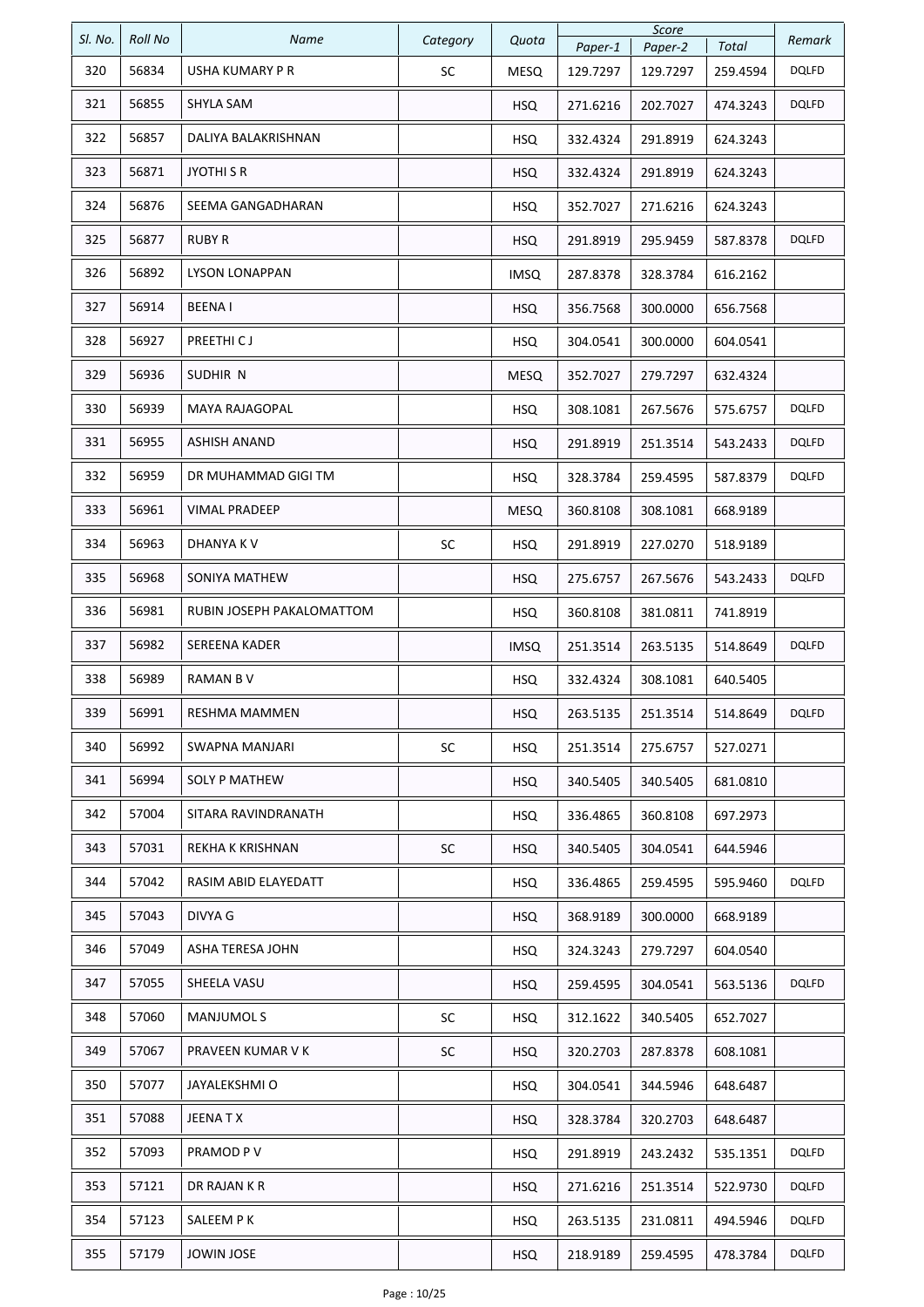| Sl. No. | Roll No | Name | Category | Quota | Score | | | Remark |
|---|---|---|---|---|---|---|---|---|
| | | | | | Paper-1 | Paper-2 | Total | |
| 320 | 56834 | USHA KUMARY P R | SC | MESQ | 129.7297 | 129.7297 | 259.4594 | DQLFD |
| 321 | 56855 | SHYLA SAM | | HSQ | 271.6216 | 202.7027 | 474.3243 | DQLFD |
| 322 | 56857 | DALIYA BALAKRISHNAN | | HSQ | 332.4324 | 291.8919 | 624.3243 | |
| 323 | 56871 | JYOTHI S R | | HSQ | 332.4324 | 291.8919 | 624.3243 | |
| 324 | 56876 | SEEMA GANGADHARAN | | HSQ | 352.7027 | 271.6216 | 624.3243 | |
| 325 | 56877 | RUBY R | | HSQ | 291.8919 | 295.9459 | 587.8378 | DQLFD |
| 326 | 56892 | LYSON LONAPPAN | | IMSQ | 287.8378 | 328.3784 | 616.2162 | |
| 327 | 56914 | BEENA I | | HSQ | 356.7568 | 300.0000 | 656.7568 | |
| 328 | 56927 | PREETHI C J | | HSQ | 304.0541 | 300.0000 | 604.0541 | |
| 329 | 56936 | SUDHIR N | | MESQ | 352.7027 | 279.7297 | 632.4324 | |
| 330 | 56939 | MAYA RAJAGOPAL | | HSQ | 308.1081 | 267.5676 | 575.6757 | DQLFD |
| 331 | 56955 | ASHISH ANAND | | HSQ | 291.8919 | 251.3514 | 543.2433 | DQLFD |
| 332 | 56959 | DR MUHAMMAD GIGI TM | | HSQ | 328.3784 | 259.4595 | 587.8379 | DQLFD |
| 333 | 56961 | VIMAL PRADEEP | | MESQ | 360.8108 | 308.1081 | 668.9189 | |
| 334 | 56963 | DHANYA K V | SC | HSQ | 291.8919 | 227.0270 | 518.9189 | |
| 335 | 56968 | SONIYA MATHEW | | HSQ | 275.6757 | 267.5676 | 543.2433 | DQLFD |
| 336 | 56981 | RUBIN JOSEPH PAKALOMATTOM | | HSQ | 360.8108 | 381.0811 | 741.8919 | |
| 337 | 56982 | SEREENA KADER | | IMSQ | 251.3514 | 263.5135 | 514.8649 | DQLFD |
| 338 | 56989 | RAMAN B V | | HSQ | 332.4324 | 308.1081 | 640.5405 | |
| 339 | 56991 | RESHMA MAMMEN | | HSQ | 263.5135 | 251.3514 | 514.8649 | DQLFD |
| 340 | 56992 | SWAPNA MANJARI | SC | HSQ | 251.3514 | 275.6757 | 527.0271 | |
| 341 | 56994 | SOLY P MATHEW | | HSQ | 340.5405 | 340.5405 | 681.0810 | |
| 342 | 57004 | SITARA RAVINDRANATH | | HSQ | 336.4865 | 360.8108 | 697.2973 | |
| 343 | 57031 | REKHA K KRISHNAN | SC | HSQ | 340.5405 | 304.0541 | 644.5946 | |
| 344 | 57042 | RASIM ABID ELAYEDATT | | HSQ | 336.4865 | 259.4595 | 595.9460 | DQLFD |
| 345 | 57043 | DIVYA G | | HSQ | 368.9189 | 300.0000 | 668.9189 | |
| 346 | 57049 | ASHA TERESA JOHN | | HSQ | 324.3243 | 279.7297 | 604.0540 | |
| 347 | 57055 | SHEELA VASU | | HSQ | 259.4595 | 304.0541 | 563.5136 | DQLFD |
| 348 | 57060 | MANJUMOL S | SC | HSQ | 312.1622 | 340.5405 | 652.7027 | |
| 349 | 57067 | PRAVEEN KUMAR V K | SC | HSQ | 320.2703 | 287.8378 | 608.1081 | |
| 350 | 57077 | JAYALEKSHMI O | | HSQ | 304.0541 | 344.5946 | 648.6487 | |
| 351 | 57088 | JEENA T X | | HSQ | 328.3784 | 320.2703 | 648.6487 | |
| 352 | 57093 | PRAMOD P V | | HSQ | 291.8919 | 243.2432 | 535.1351 | DQLFD |
| 353 | 57121 | DR RAJAN K R | | HSQ | 271.6216 | 251.3514 | 522.9730 | DQLFD |
| 354 | 57123 | SALEEM P K | | HSQ | 263.5135 | 231.0811 | 494.5946 | DQLFD |
| 355 | 57179 | JOWIN JOSE | | HSQ | 218.9189 | 259.4595 | 478.3784 | DQLFD |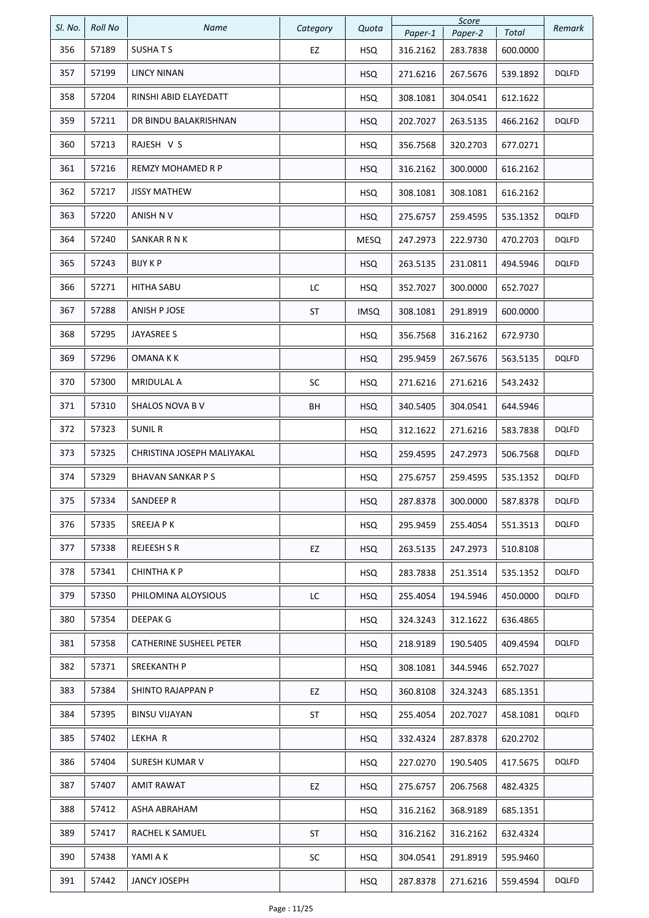| Sl. No. | Roll No | Name | Category | Quota | Score | | | Remark |
|---|---|---|---|---|---|---|---|---|
| | | | | | Paper-1 | Paper-2 | Total | |
| 356 | 57189 | SUSHA T S | EZ | HSQ | 316.2162 | 283.7838 | 600.0000 | |
| 357 | 57199 | LINCY NINAN | | HSQ | 271.6216 | 267.5676 | 539.1892 | DQLFD |
| 358 | 57204 | RINSHI ABID ELAYEDATT | | HSQ | 308.1081 | 304.0541 | 612.1622 | |
| 359 | 57211 | DR BINDU BALAKRISHNAN | | HSQ | 202.7027 | 263.5135 | 466.2162 | DQLFD |
| 360 | 57213 | RAJESH V S | | HSQ | 356.7568 | 320.2703 | 677.0271 | |
| 361 | 57216 | REMZY MOHAMED R P | | HSQ | 316.2162 | 300.0000 | 616.2162 | |
| 362 | 57217 | JISSY MATHEW | | HSQ | 308.1081 | 308.1081 | 616.2162 | |
| 363 | 57220 | ANISH N V | | HSQ | 275.6757 | 259.4595 | 535.1352 | DQLFD |
| 364 | 57240 | SANKAR R N K | | MESQ | 247.2973 | 222.9730 | 470.2703 | DQLFD |
| 365 | 57243 | BIJY K P | | HSQ | 263.5135 | 231.0811 | 494.5946 | DQLFD |
| 366 | 57271 | HITHA SABU | LC | HSQ | 352.7027 | 300.0000 | 652.7027 | |
| 367 | 57288 | ANISH P JOSE | ST | IMSQ | 308.1081 | 291.8919 | 600.0000 | |
| 368 | 57295 | JAYASREE S | | HSQ | 356.7568 | 316.2162 | 672.9730 | |
| 369 | 57296 | OMANA K K | | HSQ | 295.9459 | 267.5676 | 563.5135 | DQLFD |
| 370 | 57300 | MRIDULAL A | SC | HSQ | 271.6216 | 271.6216 | 543.2432 | |
| 371 | 57310 | SHALOS NOVA B V | BH | HSQ | 340.5405 | 304.0541 | 644.5946 | |
| 372 | 57323 | SUNIL R | | HSQ | 312.1622 | 271.6216 | 583.7838 | DQLFD |
| 373 | 57325 | CHRISTINA JOSEPH MALIYAKAL | | HSQ | 259.4595 | 247.2973 | 506.7568 | DQLFD |
| 374 | 57329 | BHAVAN SANKAR P S | | HSQ | 275.6757 | 259.4595 | 535.1352 | DQLFD |
| 375 | 57334 | SANDEEP R | | HSQ | 287.8378 | 300.0000 | 587.8378 | DQLFD |
| 376 | 57335 | SREEJA P K | | HSQ | 295.9459 | 255.4054 | 551.3513 | DQLFD |
| 377 | 57338 | REJEESH S R | EZ | HSQ | 263.5135 | 247.2973 | 510.8108 | |
| 378 | 57341 | CHINTHA K P | | HSQ | 283.7838 | 251.3514 | 535.1352 | DQLFD |
| 379 | 57350 | PHILOMINA ALOYSIOUS | LC | HSQ | 255.4054 | 194.5946 | 450.0000 | DQLFD |
| 380 | 57354 | DEEPAK G | | HSQ | 324.3243 | 312.1622 | 636.4865 | |
| 381 | 57358 | CATHERINE SUSHEEL PETER | | HSQ | 218.9189 | 190.5405 | 409.4594 | DQLFD |
| 382 | 57371 | SREEKANTH P | | HSQ | 308.1081 | 344.5946 | 652.7027 | |
| 383 | 57384 | SHINTO RAJAPPAN P | EZ | HSQ | 360.8108 | 324.3243 | 685.1351 | |
| 384 | 57395 | BINSU VIJAYAN | ST | HSQ | 255.4054 | 202.7027 | 458.1081 | DQLFD |
| 385 | 57402 | LEKHA R | | HSQ | 332.4324 | 287.8378 | 620.2702 | |
| 386 | 57404 | SURESH KUMAR V | | HSQ | 227.0270 | 190.5405 | 417.5675 | DQLFD |
| 387 | 57407 | AMIT RAWAT | EZ | HSQ | 275.6757 | 206.7568 | 482.4325 | |
| 388 | 57412 | ASHA ABRAHAM | | HSQ | 316.2162 | 368.9189 | 685.1351 | |
| 389 | 57417 | RACHEL K SAMUEL | ST | HSQ | 316.2162 | 316.2162 | 632.4324 | |
| 390 | 57438 | YAMI A K | SC | HSQ | 304.0541 | 291.8919 | 595.9460 | |
| 391 | 57442 | JANCY JOSEPH | | HSQ | 287.8378 | 271.6216 | 559.4594 | DQLFD |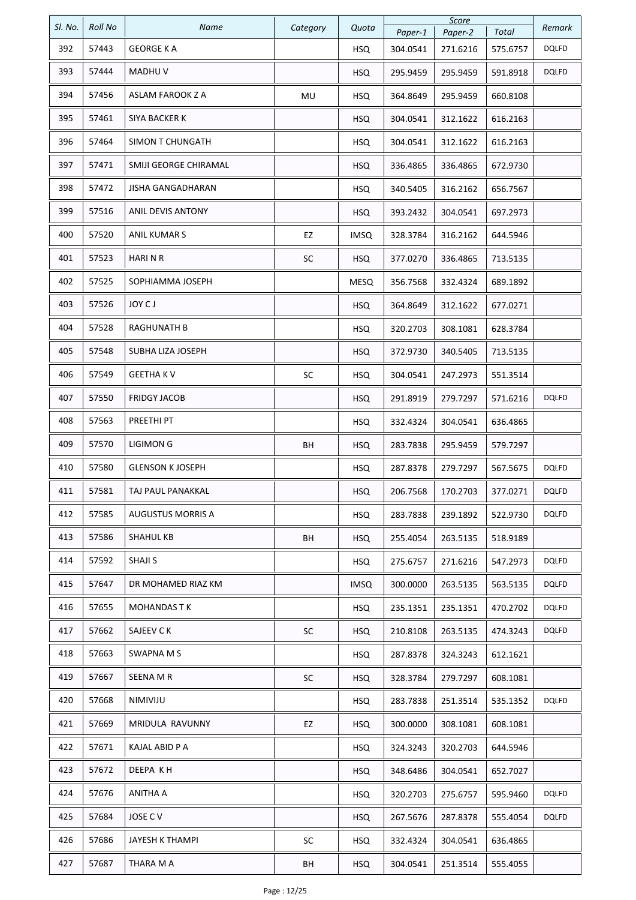| Sl. No. | Roll No | Name | Category | Quota | Score | | | Remark |
|---|---|---|---|---|---|---|---|---|
| | | | | | Paper-1 | Paper-2 | Total | |
| 392 | 57443 | GEORGE K A | | HSQ | 304.0541 | 271.6216 | 575.6757 | DQLFD |
| 393 | 57444 | MADHU V | | HSQ | 295.9459 | 295.9459 | 591.8918 | DQLFD |
| 394 | 57456 | ASLAM FAROOK Z A | MU | HSQ | 364.8649 | 295.9459 | 660.8108 | |
| 395 | 57461 | SIYA BACKER K | | HSQ | 304.0541 | 312.1622 | 616.2163 | |
| 396 | 57464 | SIMON T CHUNGATH | | HSQ | 304.0541 | 312.1622 | 616.2163 | |
| 397 | 57471 | SMIJI GEORGE CHIRAMAL | | HSQ | 336.4865 | 336.4865 | 672.9730 | |
| 398 | 57472 | JISHA GANGADHARAN | | HSQ | 340.5405 | 316.2162 | 656.7567 | |
| 399 | 57516 | ANIL DEVIS ANTONY | | HSQ | 393.2432 | 304.0541 | 697.2973 | |
| 400 | 57520 | ANIL KUMAR S | EZ | IMSQ | 328.3784 | 316.2162 | 644.5946 | |
| 401 | 57523 | HARI N R | SC | HSQ | 377.0270 | 336.4865 | 713.5135 | |
| 402 | 57525 | SOPHIAMMA JOSEPH | | MESQ | 356.7568 | 332.4324 | 689.1892 | |
| 403 | 57526 | JOY C J | | HSQ | 364.8649 | 312.1622 | 677.0271 | |
| 404 | 57528 | RAGHUNATH B | | HSQ | 320.2703 | 308.1081 | 628.3784 | |
| 405 | 57548 | SUBHA LIZA JOSEPH | | HSQ | 372.9730 | 340.5405 | 713.5135 | |
| 406 | 57549 | GEETHA K V | SC | HSQ | 304.0541 | 247.2973 | 551.3514 | |
| 407 | 57550 | FRIDGY JACOB | | HSQ | 291.8919 | 279.7297 | 571.6216 | DQLFD |
| 408 | 57563 | PREETHI PT | | HSQ | 332.4324 | 304.0541 | 636.4865 | |
| 409 | 57570 | LIGIMON G | BH | HSQ | 283.7838 | 295.9459 | 579.7297 | |
| 410 | 57580 | GLENSON K JOSEPH | | HSQ | 287.8378 | 279.7297 | 567.5675 | DQLFD |
| 411 | 57581 | TAJ PAUL PANAKKAL | | HSQ | 206.7568 | 170.2703 | 377.0271 | DQLFD |
| 412 | 57585 | AUGUSTUS MORRIS A | | HSQ | 283.7838 | 239.1892 | 522.9730 | DQLFD |
| 413 | 57586 | SHAHUL KB | BH | HSQ | 255.4054 | 263.5135 | 518.9189 | |
| 414 | 57592 | SHAJI S | | HSQ | 275.6757 | 271.6216 | 547.2973 | DQLFD |
| 415 | 57647 | DR MOHAMED RIAZ KM | | IMSQ | 300.0000 | 263.5135 | 563.5135 | DQLFD |
| 416 | 57655 | MOHANDAS T K | | HSQ | 235.1351 | 235.1351 | 470.2702 | DQLFD |
| 417 | 57662 | SAJEEV C K | SC | HSQ | 210.8108 | 263.5135 | 474.3243 | DQLFD |
| 418 | 57663 | SWAPNA M S | | HSQ | 287.8378 | 324.3243 | 612.1621 | |
| 419 | 57667 | SEENA M R | SC | HSQ | 328.3784 | 279.7297 | 608.1081 | |
| 420 | 57668 | NIMIVIJU | | HSQ | 283.7838 | 251.3514 | 535.1352 | DQLFD |
| 421 | 57669 | MRIDULA RAVUNNY | EZ | HSQ | 300.0000 | 308.1081 | 608.1081 | |
| 422 | 57671 | KAJAL ABID P A | | HSQ | 324.3243 | 320.2703 | 644.5946 | |
| 423 | 57672 | DEEPA K H | | HSQ | 348.6486 | 304.0541 | 652.7027 | |
| 424 | 57676 | ANITHA A | | HSQ | 320.2703 | 275.6757 | 595.9460 | DQLFD |
| 425 | 57684 | JOSE C V | | HSQ | 267.5676 | 287.8378 | 555.4054 | DQLFD |
| 426 | 57686 | JAYESH K THAMPI | SC | HSQ | 332.4324 | 304.0541 | 636.4865 | |
| 427 | 57687 | THARA M A | BH | HSQ | 304.0541 | 251.3514 | 555.4055 | |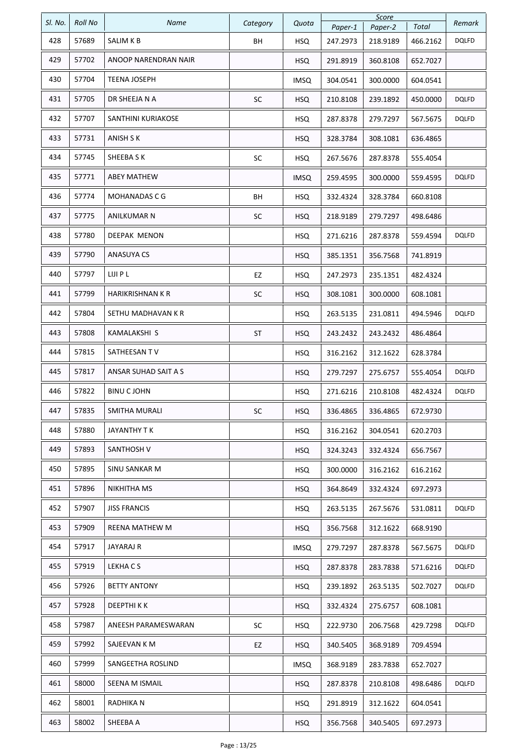| Sl. No. | Roll No | Name | Category | Quota | Score | | | Remark |
|---|---|---|---|---|---|---|---|---|
| | | | | | Paper-1 | Paper-2 | Total | |
| 428 | 57689 | SALIM K B | BH | HSQ | 247.2973 | 218.9189 | 466.2162 | DQLFD |
| 429 | 57702 | ANOOP NARENDRAN NAIR | | HSQ | 291.8919 | 360.8108 | 652.7027 | |
| 430 | 57704 | TEENA JOSEPH | | IMSQ | 304.0541 | 300.0000 | 604.0541 | |
| 431 | 57705 | DR SHEEJA N A | SC | HSQ | 210.8108 | 239.1892 | 450.0000 | DQLFD |
| 432 | 57707 | SANTHINI KURIAKOSE | | HSQ | 287.8378 | 279.7297 | 567.5675 | DQLFD |
| 433 | 57731 | ANISH S K | | HSQ | 328.3784 | 308.1081 | 636.4865 | |
| 434 | 57745 | SHEEBA S K | SC | HSQ | 267.5676 | 287.8378 | 555.4054 | |
| 435 | 57771 | ABEY MATHEW | | IMSQ | 259.4595 | 300.0000 | 559.4595 | DQLFD |
| 436 | 57774 | MOHANADAS C G | BH | HSQ | 332.4324 | 328.3784 | 660.8108 | |
| 437 | 57775 | ANILKUMAR N | SC | HSQ | 218.9189 | 279.7297 | 498.6486 | |
| 438 | 57780 | DEEPAK MENON | | HSQ | 271.6216 | 287.8378 | 559.4594 | DQLFD |
| 439 | 57790 | ANASUYA CS | | HSQ | 385.1351 | 356.7568 | 741.8919 | |
| 440 | 57797 | LIJI P L | EZ | HSQ | 247.2973 | 235.1351 | 482.4324 | |
| 441 | 57799 | HARIKRISHNAN K R | SC | HSQ | 308.1081 | 300.0000 | 608.1081 | |
| 442 | 57804 | SETHU MADHAVAN K R | | HSQ | 263.5135 | 231.0811 | 494.5946 | DQLFD |
| 443 | 57808 | KAMALAKSHI S | ST | HSQ | 243.2432 | 243.2432 | 486.4864 | |
| 444 | 57815 | SATHEESAN T V | | HSQ | 316.2162 | 312.1622 | 628.3784 | |
| 445 | 57817 | ANSAR SUHAD SAIT A S | | HSQ | 279.7297 | 275.6757 | 555.4054 | DQLFD |
| 446 | 57822 | BINU C JOHN | | HSQ | 271.6216 | 210.8108 | 482.4324 | DQLFD |
| 447 | 57835 | SMITHA MURALI | SC | HSQ | 336.4865 | 336.4865 | 672.9730 | |
| 448 | 57880 | JAYANTHY T K | | HSQ | 316.2162 | 304.0541 | 620.2703 | |
| 449 | 57893 | SANTHOSH V | | HSQ | 324.3243 | 332.4324 | 656.7567 | |
| 450 | 57895 | SINU SANKAR M | | HSQ | 300.0000 | 316.2162 | 616.2162 | |
| 451 | 57896 | NIKHITHA MS | | HSQ | 364.8649 | 332.4324 | 697.2973 | |
| 452 | 57907 | JISS FRANCIS | | HSQ | 263.5135 | 267.5676 | 531.0811 | DQLFD |
| 453 | 57909 | REENA MATHEW M | | HSQ | 356.7568 | 312.1622 | 668.9190 | |
| 454 | 57917 | JAYARAJ R | | IMSQ | 279.7297 | 287.8378 | 567.5675 | DQLFD |
| 455 | 57919 | LEKHA C S | | HSQ | 287.8378 | 283.7838 | 571.6216 | DQLFD |
| 456 | 57926 | BETTY ANTONY | | HSQ | 239.1892 | 263.5135 | 502.7027 | DQLFD |
| 457 | 57928 | DEEPTHI K K | | HSQ | 332.4324 | 275.6757 | 608.1081 | |
| 458 | 57987 | ANEESH PARAMESWARAN | SC | HSQ | 222.9730 | 206.7568 | 429.7298 | DQLFD |
| 459 | 57992 | SAJEEVAN K M | EZ | HSQ | 340.5405 | 368.9189 | 709.4594 | |
| 460 | 57999 | SANGEETHA ROSLIND | | IMSQ | 368.9189 | 283.7838 | 652.7027 | |
| 461 | 58000 | SEENA M ISMAIL | | HSQ | 287.8378 | 210.8108 | 498.6486 | DQLFD |
| 462 | 58001 | RADHIKA N | | HSQ | 291.8919 | 312.1622 | 604.0541 | |
| 463 | 58002 | SHEEBA A | | HSQ | 356.7568 | 340.5405 | 697.2973 | |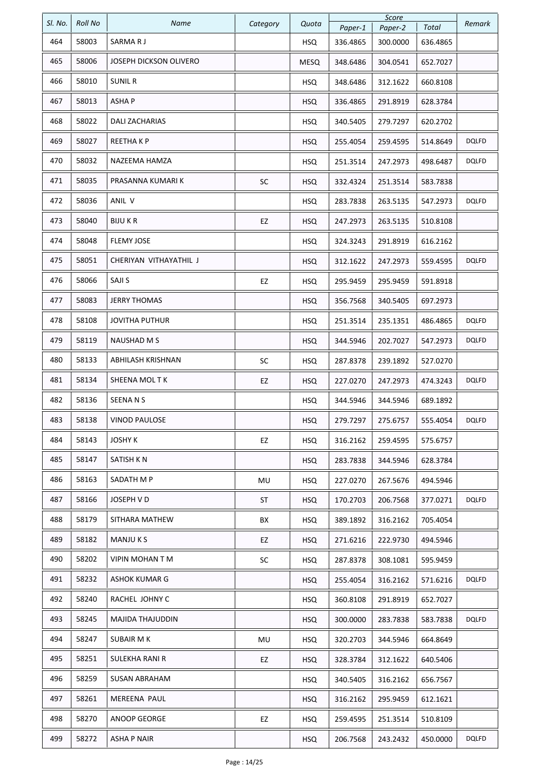| Sl. No. | Roll No | Name | Category | Quota | Score | | | Remark |
|---|---|---|---|---|---|---|---|---|
| | | | | | Paper-1 | Paper-2 | Total | |
| 464 | 58003 | SARMA R J | | HSQ | 336.4865 | 300.0000 | 636.4865 | |
| 465 | 58006 | JOSEPH DICKSON OLIVERO | | MESQ | 348.6486 | 304.0541 | 652.7027 | |
| 466 | 58010 | SUNIL R | | HSQ | 348.6486 | 312.1622 | 660.8108 | |
| 467 | 58013 | ASHA P | | HSQ | 336.4865 | 291.8919 | 628.3784 | |
| 468 | 58022 | DALI ZACHARIAS | | HSQ | 340.5405 | 279.7297 | 620.2702 | |
| 469 | 58027 | REETHA K P | | HSQ | 255.4054 | 259.4595 | 514.8649 | DQLFD |
| 470 | 58032 | NAZEEMA HAMZA | | HSQ | 251.3514 | 247.2973 | 498.6487 | DQLFD |
| 471 | 58035 | PRASANNA KUMARI K | SC | HSQ | 332.4324 | 251.3514 | 583.7838 | |
| 472 | 58036 | ANIL V | | HSQ | 283.7838 | 263.5135 | 547.2973 | DQLFD |
| 473 | 58040 | BIJU K R | EZ | HSQ | 247.2973 | 263.5135 | 510.8108 | |
| 474 | 58048 | FLEMY JOSE | | HSQ | 324.3243 | 291.8919 | 616.2162 | |
| 475 | 58051 | CHERIYAN VITHAYATHIL J | | HSQ | 312.1622 | 247.2973 | 559.4595 | DQLFD |
| 476 | 58066 | SAJI S | EZ | HSQ | 295.9459 | 295.9459 | 591.8918 | |
| 477 | 58083 | JERRY THOMAS | | HSQ | 356.7568 | 340.5405 | 697.2973 | |
| 478 | 58108 | JOVITHA PUTHUR | | HSQ | 251.3514 | 235.1351 | 486.4865 | DQLFD |
| 479 | 58119 | NAUSHAD M S | | HSQ | 344.5946 | 202.7027 | 547.2973 | DQLFD |
| 480 | 58133 | ABHILASH KRISHNAN | SC | HSQ | 287.8378 | 239.1892 | 527.0270 | |
| 481 | 58134 | SHEENA MOL T K | EZ | HSQ | 227.0270 | 247.2973 | 474.3243 | DQLFD |
| 482 | 58136 | SEENA N S | | HSQ | 344.5946 | 344.5946 | 689.1892 | |
| 483 | 58138 | VINOD PAULOSE | | HSQ | 279.7297 | 275.6757 | 555.4054 | DQLFD |
| 484 | 58143 | JOSHY K | EZ | HSQ | 316.2162 | 259.4595 | 575.6757 | |
| 485 | 58147 | SATISH K N | | HSQ | 283.7838 | 344.5946 | 628.3784 | |
| 486 | 58163 | SADATH M P | MU | HSQ | 227.0270 | 267.5676 | 494.5946 | |
| 487 | 58166 | JOSEPH V D | ST | HSQ | 170.2703 | 206.7568 | 377.0271 | DQLFD |
| 488 | 58179 | SITHARA MATHEW | BX | HSQ | 389.1892 | 316.2162 | 705.4054 | |
| 489 | 58182 | MANJU K S | EZ | HSQ | 271.6216 | 222.9730 | 494.5946 | |
| 490 | 58202 | VIPIN MOHAN T M | SC | HSQ | 287.8378 | 308.1081 | 595.9459 | |
| 491 | 58232 | ASHOK KUMAR G | | HSQ | 255.4054 | 316.2162 | 571.6216 | DQLFD |
| 492 | 58240 | RACHEL JOHNY C | | HSQ | 360.8108 | 291.8919 | 652.7027 | |
| 493 | 58245 | MAJIDA THAJUDDIN | | HSQ | 300.0000 | 283.7838 | 583.7838 | DQLFD |
| 494 | 58247 | SUBAIR M K | MU | HSQ | 320.2703 | 344.5946 | 664.8649 | |
| 495 | 58251 | SULEKHA RANI R | EZ | HSQ | 328.3784 | 312.1622 | 640.5406 | |
| 496 | 58259 | SUSAN ABRAHAM | | HSQ | 340.5405 | 316.2162 | 656.7567 | |
| 497 | 58261 | MEREENA PAUL | | HSQ | 316.2162 | 295.9459 | 612.1621 | |
| 498 | 58270 | ANOOP GEORGE | EZ | HSQ | 259.4595 | 251.3514 | 510.8109 | |
| 499 | 58272 | ASHA P NAIR | | HSQ | 206.7568 | 243.2432 | 450.0000 | DQLFD |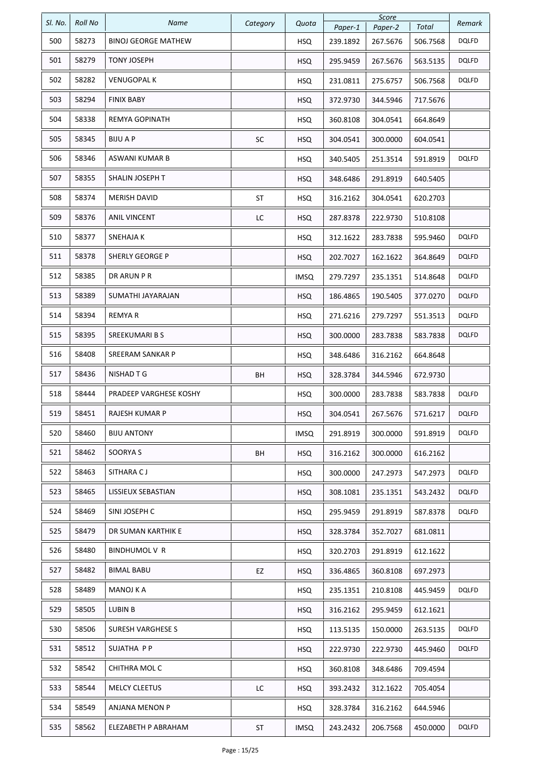| Sl. No. | Roll No | Name | Category | Quota | Score | | | Remark |
|---|---|---|---|---|---|---|---|---|
| | | | | | Paper-1 | Paper-2 | Total | |
| 500 | 58273 | BINOJ GEORGE MATHEW | | HSQ | 239.1892 | 267.5676 | 506.7568 | DQLFD |
| 501 | 58279 | TONY JOSEPH | | HSQ | 295.9459 | 267.5676 | 563.5135 | DQLFD |
| 502 | 58282 | VENUGOPAL K | | HSQ | 231.0811 | 275.6757 | 506.7568 | DQLFD |
| 503 | 58294 | FINIX BABY | | HSQ | 372.9730 | 344.5946 | 717.5676 | |
| 504 | 58338 | REMYA GOPINATH | | HSQ | 360.8108 | 304.0541 | 664.8649 | |
| 505 | 58345 | BIJU A P | SC | HSQ | 304.0541 | 300.0000 | 604.0541 | |
| 506 | 58346 | ASWANI KUMAR B | | HSQ | 340.5405 | 251.3514 | 591.8919 | DQLFD |
| 507 | 58355 | SHALIN JOSEPH T | | HSQ | 348.6486 | 291.8919 | 640.5405 | |
| 508 | 58374 | MERISH DAVID | ST | HSQ | 316.2162 | 304.0541 | 620.2703 | |
| 509 | 58376 | ANIL VINCENT | LC | HSQ | 287.8378 | 222.9730 | 510.8108 | |
| 510 | 58377 | SNEHAJA K | | HSQ | 312.1622 | 283.7838 | 595.9460 | DQLFD |
| 511 | 58378 | SHERLY GEORGE P | | HSQ | 202.7027 | 162.1622 | 364.8649 | DQLFD |
| 512 | 58385 | DR ARUN P R | | IMSQ | 279.7297 | 235.1351 | 514.8648 | DQLFD |
| 513 | 58389 | SUMATHI JAYARAJAN | | HSQ | 186.4865 | 190.5405 | 377.0270 | DQLFD |
| 514 | 58394 | REMYA R | | HSQ | 271.6216 | 279.7297 | 551.3513 | DQLFD |
| 515 | 58395 | SREEKUMARI B S | | HSQ | 300.0000 | 283.7838 | 583.7838 | DQLFD |
| 516 | 58408 | SREERAM SANKAR P | | HSQ | 348.6486 | 316.2162 | 664.8648 | |
| 517 | 58436 | NISHAD T G | BH | HSQ | 328.3784 | 344.5946 | 672.9730 | |
| 518 | 58444 | PRADEEP VARGHESE KOSHY | | HSQ | 300.0000 | 283.7838 | 583.7838 | DQLFD |
| 519 | 58451 | RAJESH KUMAR P | | HSQ | 304.0541 | 267.5676 | 571.6217 | DQLFD |
| 520 | 58460 | BIJU ANTONY | | IMSQ | 291.8919 | 300.0000 | 591.8919 | DQLFD |
| 521 | 58462 | SOORYA S | BH | HSQ | 316.2162 | 300.0000 | 616.2162 | |
| 522 | 58463 | SITHARA C J | | HSQ | 300.0000 | 247.2973 | 547.2973 | DQLFD |
| 523 | 58465 | LISSIEUX SEBASTIAN | | HSQ | 308.1081 | 235.1351 | 543.2432 | DQLFD |
| 524 | 58469 | SINI JOSEPH C | | HSQ | 295.9459 | 291.8919 | 587.8378 | DQLFD |
| 525 | 58479 | DR SUMAN KARTHIK E | | HSQ | 328.3784 | 352.7027 | 681.0811 | |
| 526 | 58480 | BINDHUMOL V R | | HSQ | 320.2703 | 291.8919 | 612.1622 | |
| 527 | 58482 | BIMAL BABU | EZ | HSQ | 336.4865 | 360.8108 | 697.2973 | |
| 528 | 58489 | MANOJ K A | | HSQ | 235.1351 | 210.8108 | 445.9459 | DQLFD |
| 529 | 58505 | LUBIN B | | HSQ | 316.2162 | 295.9459 | 612.1621 | |
| 530 | 58506 | SURESH VARGHESE S | | HSQ | 113.5135 | 150.0000 | 263.5135 | DQLFD |
| 531 | 58512 | SUJATHA P P | | HSQ | 222.9730 | 222.9730 | 445.9460 | DQLFD |
| 532 | 58542 | CHITHRA MOL C | | HSQ | 360.8108 | 348.6486 | 709.4594 | |
| 533 | 58544 | MELCY CLEETUS | LC | HSQ | 393.2432 | 312.1622 | 705.4054 | |
| 534 | 58549 | ANJANA MENON P | | HSQ | 328.3784 | 316.2162 | 644.5946 | |
| 535 | 58562 | ELEZABETH P ABRAHAM | ST | IMSQ | 243.2432 | 206.7568 | 450.0000 | DQLFD |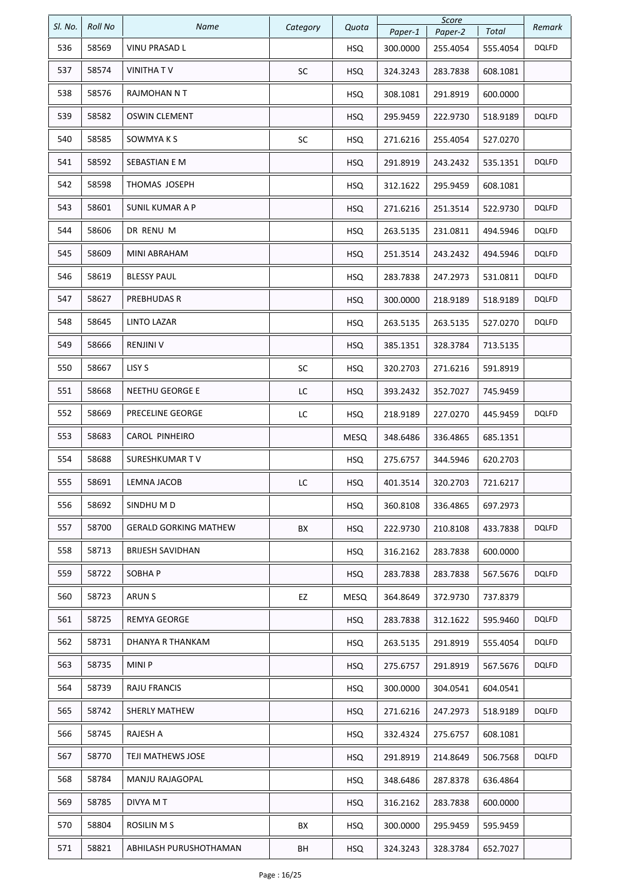| Sl. No. | Roll No | Name | Category | Quota | Score | | | Remark |
|---|---|---|---|---|---|---|---|---|
| | | | | | Paper-1 | Paper-2 | Total | |
| 536 | 58569 | VINU PRASAD L | | HSQ | 300.0000 | 255.4054 | 555.4054 | DQLFD |
| 537 | 58574 | VINITHA T V | SC | HSQ | 324.3243 | 283.7838 | 608.1081 | |
| 538 | 58576 | RAJMOHAN N T | | HSQ | 308.1081 | 291.8919 | 600.0000 | |
| 539 | 58582 | OSWIN CLEMENT | | HSQ | 295.9459 | 222.9730 | 518.9189 | DQLFD |
| 540 | 58585 | SOWMYA K S | SC | HSQ | 271.6216 | 255.4054 | 527.0270 | |
| 541 | 58592 | SEBASTIAN E M | | HSQ | 291.8919 | 243.2432 | 535.1351 | DQLFD |
| 542 | 58598 | THOMAS JOSEPH | | HSQ | 312.1622 | 295.9459 | 608.1081 | |
| 543 | 58601 | SUNIL KUMAR A P | | HSQ | 271.6216 | 251.3514 | 522.9730 | DQLFD |
| 544 | 58606 | DR RENU M | | HSQ | 263.5135 | 231.0811 | 494.5946 | DQLFD |
| 545 | 58609 | MINI ABRAHAM | | HSQ | 251.3514 | 243.2432 | 494.5946 | DQLFD |
| 546 | 58619 | BLESSY PAUL | | HSQ | 283.7838 | 247.2973 | 531.0811 | DQLFD |
| 547 | 58627 | PREBHUDAS R | | HSQ | 300.0000 | 218.9189 | 518.9189 | DQLFD |
| 548 | 58645 | LINTO LAZAR | | HSQ | 263.5135 | 263.5135 | 527.0270 | DQLFD |
| 549 | 58666 | RENJINI V | | HSQ | 385.1351 | 328.3784 | 713.5135 | |
| 550 | 58667 | LISY S | SC | HSQ | 320.2703 | 271.6216 | 591.8919 | |
| 551 | 58668 | NEETHU GEORGE E | LC | HSQ | 393.2432 | 352.7027 | 745.9459 | |
| 552 | 58669 | PRECELINE GEORGE | LC | HSQ | 218.9189 | 227.0270 | 445.9459 | DQLFD |
| 553 | 58683 | CAROL PINHEIRO | | MESQ | 348.6486 | 336.4865 | 685.1351 | |
| 554 | 58688 | SURESHKUMAR T V | | HSQ | 275.6757 | 344.5946 | 620.2703 | |
| 555 | 58691 | LEMNA JACOB | LC | HSQ | 401.3514 | 320.2703 | 721.6217 | |
| 556 | 58692 | SINDHU M D | | HSQ | 360.8108 | 336.4865 | 697.2973 | |
| 557 | 58700 | GERALD GORKING MATHEW | BX | HSQ | 222.9730 | 210.8108 | 433.7838 | DQLFD |
| 558 | 58713 | BRIJESH SAVIDHAN | | HSQ | 316.2162 | 283.7838 | 600.0000 | |
| 559 | 58722 | SOBHA P | | HSQ | 283.7838 | 283.7838 | 567.5676 | DQLFD |
| 560 | 58723 | ARUN S | EZ | MESQ | 364.8649 | 372.9730 | 737.8379 | |
| 561 | 58725 | REMYA GEORGE | | HSQ | 283.7838 | 312.1622 | 595.9460 | DQLFD |
| 562 | 58731 | DHANYA R THANKAM | | HSQ | 263.5135 | 291.8919 | 555.4054 | DQLFD |
| 563 | 58735 | MINI P | | HSQ | 275.6757 | 291.8919 | 567.5676 | DQLFD |
| 564 | 58739 | RAJU FRANCIS | | HSQ | 300.0000 | 304.0541 | 604.0541 | |
| 565 | 58742 | SHERLY MATHEW | | HSQ | 271.6216 | 247.2973 | 518.9189 | DQLFD |
| 566 | 58745 | RAJESH A | | HSQ | 332.4324 | 275.6757 | 608.1081 | |
| 567 | 58770 | TEJI MATHEWS JOSE | | HSQ | 291.8919 | 214.8649 | 506.7568 | DQLFD |
| 568 | 58784 | MANJU RAJAGOPAL | | HSQ | 348.6486 | 287.8378 | 636.4864 | |
| 569 | 58785 | DIVYA M T | | HSQ | 316.2162 | 283.7838 | 600.0000 | |
| 570 | 58804 | ROSILIN M S | BX | HSQ | 300.0000 | 295.9459 | 595.9459 | |
| 571 | 58821 | ABHILASH PURUSHOTHAMAN | BH | HSQ | 324.3243 | 328.3784 | 652.7027 | |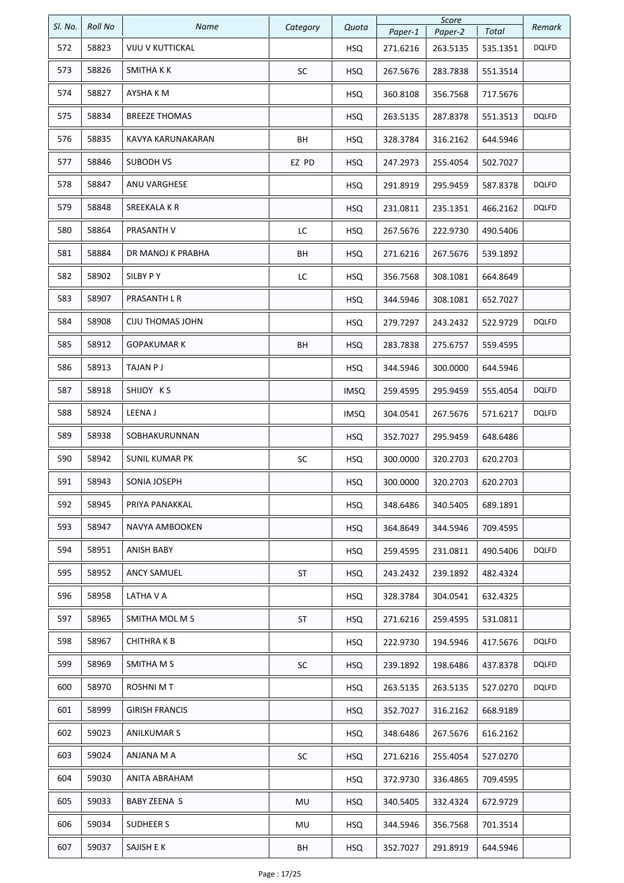| Sl. No. | Roll No | Name | Category | Quota | Score | | | Remark |
|---|---|---|---|---|---|---|---|---|
| | | | | | Paper-1 | Paper-2 | Total | |
| 572 | 58823 | VIJU V KUTTICKAL | | HSQ | 271.6216 | 263.5135 | 535.1351 | DQLFD |
| 573 | 58826 | SMITHA K K | SC | HSQ | 267.5676 | 283.7838 | 551.3514 | |
| 574 | 58827 | AYSHA K M | | HSQ | 360.8108 | 356.7568 | 717.5676 | |
| 575 | 58834 | BREEZE THOMAS | | HSQ | 263.5135 | 287.8378 | 551.3513 | DQLFD |
| 576 | 58835 | KAVYA KARUNAKARAN | BH | HSQ | 328.3784 | 316.2162 | 644.5946 | |
| 577 | 58846 | SUBODH VS | EZ PD | HSQ | 247.2973 | 255.4054 | 502.7027 | |
| 578 | 58847 | ANU VARGHESE | | HSQ | 291.8919 | 295.9459 | 587.8378 | DQLFD |
| 579 | 58848 | SREEKALA K R | | HSQ | 231.0811 | 235.1351 | 466.2162 | DQLFD |
| 580 | 58864 | PRASANTH V | LC | HSQ | 267.5676 | 222.9730 | 490.5406 | |
| 581 | 58884 | DR MANOJ K PRABHA | BH | HSQ | 271.6216 | 267.5676 | 539.1892 | |
| 582 | 58902 | SILBY P Y | LC | HSQ | 356.7568 | 308.1081 | 664.8649 | |
| 583 | 58907 | PRASANTH L R | | HSQ | 344.5946 | 308.1081 | 652.7027 | |
| 584 | 58908 | CIJU THOMAS JOHN | | HSQ | 279.7297 | 243.2432 | 522.9729 | DQLFD |
| 585 | 58912 | GOPAKUMAR K | BH | HSQ | 283.7838 | 275.6757 | 559.4595 | |
| 586 | 58913 | TAJAN P J | | HSQ | 344.5946 | 300.0000 | 644.5946 | |
| 587 | 58918 | SHIJOY K S | | IMSQ | 259.4595 | 295.9459 | 555.4054 | DQLFD |
| 588 | 58924 | LEENA J | | IMSQ | 304.0541 | 267.5676 | 571.6217 | DQLFD |
| 589 | 58938 | SOBHAKURUNNAN | | HSQ | 352.7027 | 295.9459 | 648.6486 | |
| 590 | 58942 | SUNIL KUMAR PK | SC | HSQ | 300.0000 | 320.2703 | 620.2703 | |
| 591 | 58943 | SONIA JOSEPH | | HSQ | 300.0000 | 320.2703 | 620.2703 | |
| 592 | 58945 | PRIYA PANAKKAL | | HSQ | 348.6486 | 340.5405 | 689.1891 | |
| 593 | 58947 | NAVYA AMBOOKEN | | HSQ | 364.8649 | 344.5946 | 709.4595 | |
| 594 | 58951 | ANISH BABY | | HSQ | 259.4595 | 231.0811 | 490.5406 | DQLFD |
| 595 | 58952 | ANCY SAMUEL | ST | HSQ | 243.2432 | 239.1892 | 482.4324 | |
| 596 | 58958 | LATHA V A | | HSQ | 328.3784 | 304.0541 | 632.4325 | |
| 597 | 58965 | SMITHA MOL M S | ST | HSQ | 271.6216 | 259.4595 | 531.0811 | |
| 598 | 58967 | CHITHRA K B | | HSQ | 222.9730 | 194.5946 | 417.5676 | DQLFD |
| 599 | 58969 | SMITHA M S | SC | HSQ | 239.1892 | 198.6486 | 437.8378 | DQLFD |
| 600 | 58970 | ROSHNI M T | | HSQ | 263.5135 | 263.5135 | 527.0270 | DQLFD |
| 601 | 58999 | GIRISH FRANCIS | | HSQ | 352.7027 | 316.2162 | 668.9189 | |
| 602 | 59023 | ANILKUMAR S | | HSQ | 348.6486 | 267.5676 | 616.2162 | |
| 603 | 59024 | ANJANA M A | SC | HSQ | 271.6216 | 255.4054 | 527.0270 | |
| 604 | 59030 | ANITA ABRAHAM | | HSQ | 372.9730 | 336.4865 | 709.4595 | |
| 605 | 59033 | BABY ZEENA S | MU | HSQ | 340.5405 | 332.4324 | 672.9729 | |
| 606 | 59034 | SUDHEER S | MU | HSQ | 344.5946 | 356.7568 | 701.3514 | |
| 607 | 59037 | SAJISH E K | BH | HSQ | 352.7027 | 291.8919 | 644.5946 | |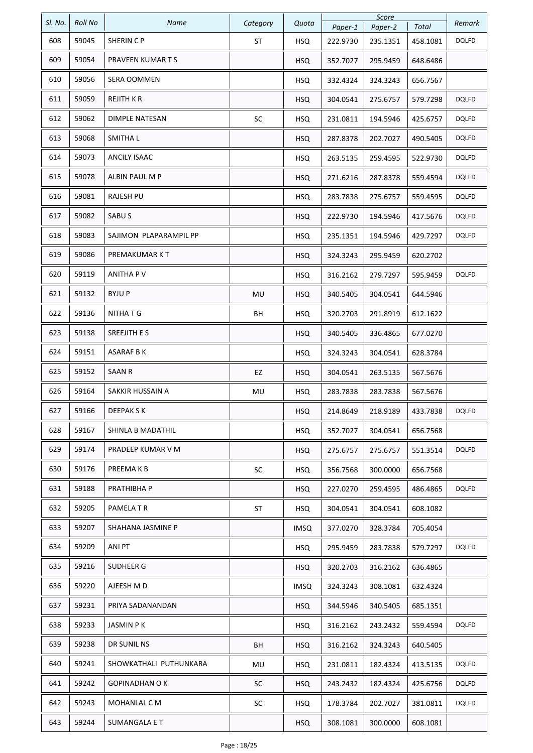| Sl. No. | Roll No | Name | Category | Quota | Score | | | Remark |
|---|---|---|---|---|---|---|---|---|
| | | | | | Paper-1 | Paper-2 | Total | |
| 608 | 59045 | SHERIN C P | ST | HSQ | 222.9730 | 235.1351 | 458.1081 | DQLFD |
| 609 | 59054 | PRAVEEN KUMAR T S | | HSQ | 352.7027 | 295.9459 | 648.6486 | |
| 610 | 59056 | SERA OOMMEN | | HSQ | 332.4324 | 324.3243 | 656.7567 | |
| 611 | 59059 | REJITH K R | | HSQ | 304.0541 | 275.6757 | 579.7298 | DQLFD |
| 612 | 59062 | DIMPLE NATESAN | SC | HSQ | 231.0811 | 194.5946 | 425.6757 | DQLFD |
| 613 | 59068 | SMITHA L | | HSQ | 287.8378 | 202.7027 | 490.5405 | DQLFD |
| 614 | 59073 | ANCILY ISAAC | | HSQ | 263.5135 | 259.4595 | 522.9730 | DQLFD |
| 615 | 59078 | ALBIN PAUL M P | | HSQ | 271.6216 | 287.8378 | 559.4594 | DQLFD |
| 616 | 59081 | RAJESH PU | | HSQ | 283.7838 | 275.6757 | 559.4595 | DQLFD |
| 617 | 59082 | SABU S | | HSQ | 222.9730 | 194.5946 | 417.5676 | DQLFD |
| 618 | 59083 | SAJIMON PLAPARAMPIL PP | | HSQ | 235.1351 | 194.5946 | 429.7297 | DQLFD |
| 619 | 59086 | PREMAKUMAR K T | | HSQ | 324.3243 | 295.9459 | 620.2702 | |
| 620 | 59119 | ANITHA P V | | HSQ | 316.2162 | 279.7297 | 595.9459 | DQLFD |
| 621 | 59132 | BYJU P | MU | HSQ | 340.5405 | 304.0541 | 644.5946 | |
| 622 | 59136 | NITHA T G | BH | HSQ | 320.2703 | 291.8919 | 612.1622 | |
| 623 | 59138 | SREEJITH E S | | HSQ | 340.5405 | 336.4865 | 677.0270 | |
| 624 | 59151 | ASARAF B K | | HSQ | 324.3243 | 304.0541 | 628.3784 | |
| 625 | 59152 | SAAN R | EZ | HSQ | 304.0541 | 263.5135 | 567.5676 | |
| 626 | 59164 | SAKKIR HUSSAIN A | MU | HSQ | 283.7838 | 283.7838 | 567.5676 | |
| 627 | 59166 | DEEPAK S K | | HSQ | 214.8649 | 218.9189 | 433.7838 | DQLFD |
| 628 | 59167 | SHINLA B MADATHIL | | HSQ | 352.7027 | 304.0541 | 656.7568 | |
| 629 | 59174 | PRADEEP KUMAR V M | | HSQ | 275.6757 | 275.6757 | 551.3514 | DQLFD |
| 630 | 59176 | PREEMA K B | SC | HSQ | 356.7568 | 300.0000 | 656.7568 | |
| 631 | 59188 | PRATHIBHA P | | HSQ | 227.0270 | 259.4595 | 486.4865 | DQLFD |
| 632 | 59205 | PAMELA T R | ST | HSQ | 304.0541 | 304.0541 | 608.1082 | |
| 633 | 59207 | SHAHANA JASMINE P | | IMSQ | 377.0270 | 328.3784 | 705.4054 | |
| 634 | 59209 | ANI PT | | HSQ | 295.9459 | 283.7838 | 579.7297 | DQLFD |
| 635 | 59216 | SUDHEER G | | HSQ | 320.2703 | 316.2162 | 636.4865 | |
| 636 | 59220 | AJEESH M D | | IMSQ | 324.3243 | 308.1081 | 632.4324 | |
| 637 | 59231 | PRIYA SADANANDAN | | HSQ | 344.5946 | 340.5405 | 685.1351 | |
| 638 | 59233 | JASMIN P K | | HSQ | 316.2162 | 243.2432 | 559.4594 | DQLFD |
| 639 | 59238 | DR SUNIL NS | BH | HSQ | 316.2162 | 324.3243 | 640.5405 | |
| 640 | 59241 | SHOWKATHALI PUTHUNKARA | MU | HSQ | 231.0811 | 182.4324 | 413.5135 | DQLFD |
| 641 | 59242 | GOPINADHAN O K | SC | HSQ | 243.2432 | 182.4324 | 425.6756 | DQLFD |
| 642 | 59243 | MOHANLAL C M | SC | HSQ | 178.3784 | 202.7027 | 381.0811 | DQLFD |
| 643 | 59244 | SUMANGALA E T | | HSQ | 308.1081 | 300.0000 | 608.1081 | |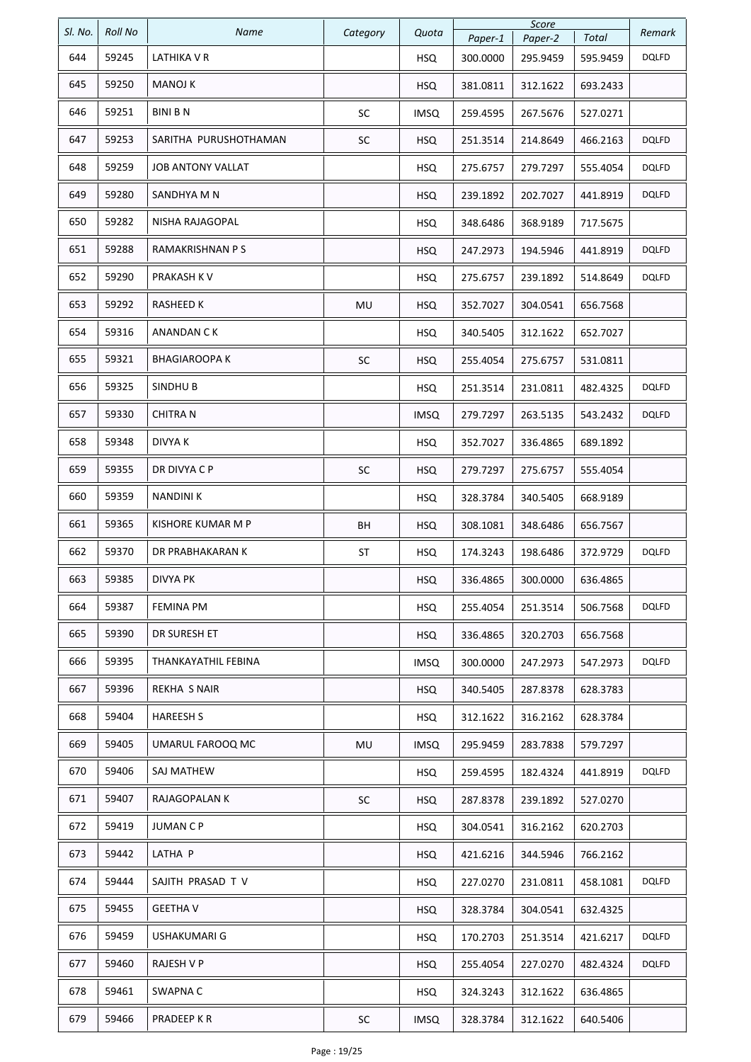| Sl. No. | Roll No | Name | Category | Quota | Score | | | Remark |
|---|---|---|---|---|---|---|---|---|
| | | | | | Paper-1 | Paper-2 | Total | |
| 644 | 59245 | LATHIKA V R | | HSQ | 300.0000 | 295.9459 | 595.9459 | DQLFD |
| 645 | 59250 | MANOJ K | | HSQ | 381.0811 | 312.1622 | 693.2433 | |
| 646 | 59251 | BINI B N | SC | IMSQ | 259.4595 | 267.5676 | 527.0271 | |
| 647 | 59253 | SARITHA PURUSHOTHAMAN | SC | HSQ | 251.3514 | 214.8649 | 466.2163 | DQLFD |
| 648 | 59259 | JOB ANTONY VALLAT | | HSQ | 275.6757 | 279.7297 | 555.4054 | DQLFD |
| 649 | 59280 | SANDHYA M N | | HSQ | 239.1892 | 202.7027 | 441.8919 | DQLFD |
| 650 | 59282 | NISHA RAJAGOPAL | | HSQ | 348.6486 | 368.9189 | 717.5675 | |
| 651 | 59288 | RAMAKRISHNAN P S | | HSQ | 247.2973 | 194.5946 | 441.8919 | DQLFD |
| 652 | 59290 | PRAKASH K V | | HSQ | 275.6757 | 239.1892 | 514.8649 | DQLFD |
| 653 | 59292 | RASHEED K | MU | HSQ | 352.7027 | 304.0541 | 656.7568 | |
| 654 | 59316 | ANANDAN C K | | HSQ | 340.5405 | 312.1622 | 652.7027 | |
| 655 | 59321 | BHAGIAROOPA K | SC | HSQ | 255.4054 | 275.6757 | 531.0811 | |
| 656 | 59325 | SINDHU B | | HSQ | 251.3514 | 231.0811 | 482.4325 | DQLFD |
| 657 | 59330 | CHITRA N | | IMSQ | 279.7297 | 263.5135 | 543.2432 | DQLFD |
| 658 | 59348 | DIVYA K | | HSQ | 352.7027 | 336.4865 | 689.1892 | |
| 659 | 59355 | DR DIVYA C P | SC | HSQ | 279.7297 | 275.6757 | 555.4054 | |
| 660 | 59359 | NANDINI K | | HSQ | 328.3784 | 340.5405 | 668.9189 | |
| 661 | 59365 | KISHORE KUMAR M P | BH | HSQ | 308.1081 | 348.6486 | 656.7567 | |
| 662 | 59370 | DR PRABHAKARAN K | ST | HSQ | 174.3243 | 198.6486 | 372.9729 | DQLFD |
| 663 | 59385 | DIVYA PK | | HSQ | 336.4865 | 300.0000 | 636.4865 | |
| 664 | 59387 | FEMINA PM | | HSQ | 255.4054 | 251.3514 | 506.7568 | DQLFD |
| 665 | 59390 | DR SURESH ET | | HSQ | 336.4865 | 320.2703 | 656.7568 | |
| 666 | 59395 | THANKAYATHIL FEBINA | | IMSQ | 300.0000 | 247.2973 | 547.2973 | DQLFD |
| 667 | 59396 | REKHA S NAIR | | HSQ | 340.5405 | 287.8378 | 628.3783 | |
| 668 | 59404 | HAREESH S | | HSQ | 312.1622 | 316.2162 | 628.3784 | |
| 669 | 59405 | UMARUL FAROOQ MC | MU | IMSQ | 295.9459 | 283.7838 | 579.7297 | |
| 670 | 59406 | SAJ MATHEW | | HSQ | 259.4595 | 182.4324 | 441.8919 | DQLFD |
| 671 | 59407 | RAJAGOPALAN K | SC | HSQ | 287.8378 | 239.1892 | 527.0270 | |
| 672 | 59419 | JUMAN C P | | HSQ | 304.0541 | 316.2162 | 620.2703 | |
| 673 | 59442 | LATHA P | | HSQ | 421.6216 | 344.5946 | 766.2162 | |
| 674 | 59444 | SAJITH PRASAD T V | | HSQ | 227.0270 | 231.0811 | 458.1081 | DQLFD |
| 675 | 59455 | GEETHA V | | HSQ | 328.3784 | 304.0541 | 632.4325 | |
| 676 | 59459 | USHAKUMARI G | | HSQ | 170.2703 | 251.3514 | 421.6217 | DQLFD |
| 677 | 59460 | RAJESH V P | | HSQ | 255.4054 | 227.0270 | 482.4324 | DQLFD |
| 678 | 59461 | SWAPNA C | | HSQ | 324.3243 | 312.1622 | 636.4865 | |
| 679 | 59466 | PRADEEP K R | SC | IMSQ | 328.3784 | 312.1622 | 640.5406 | |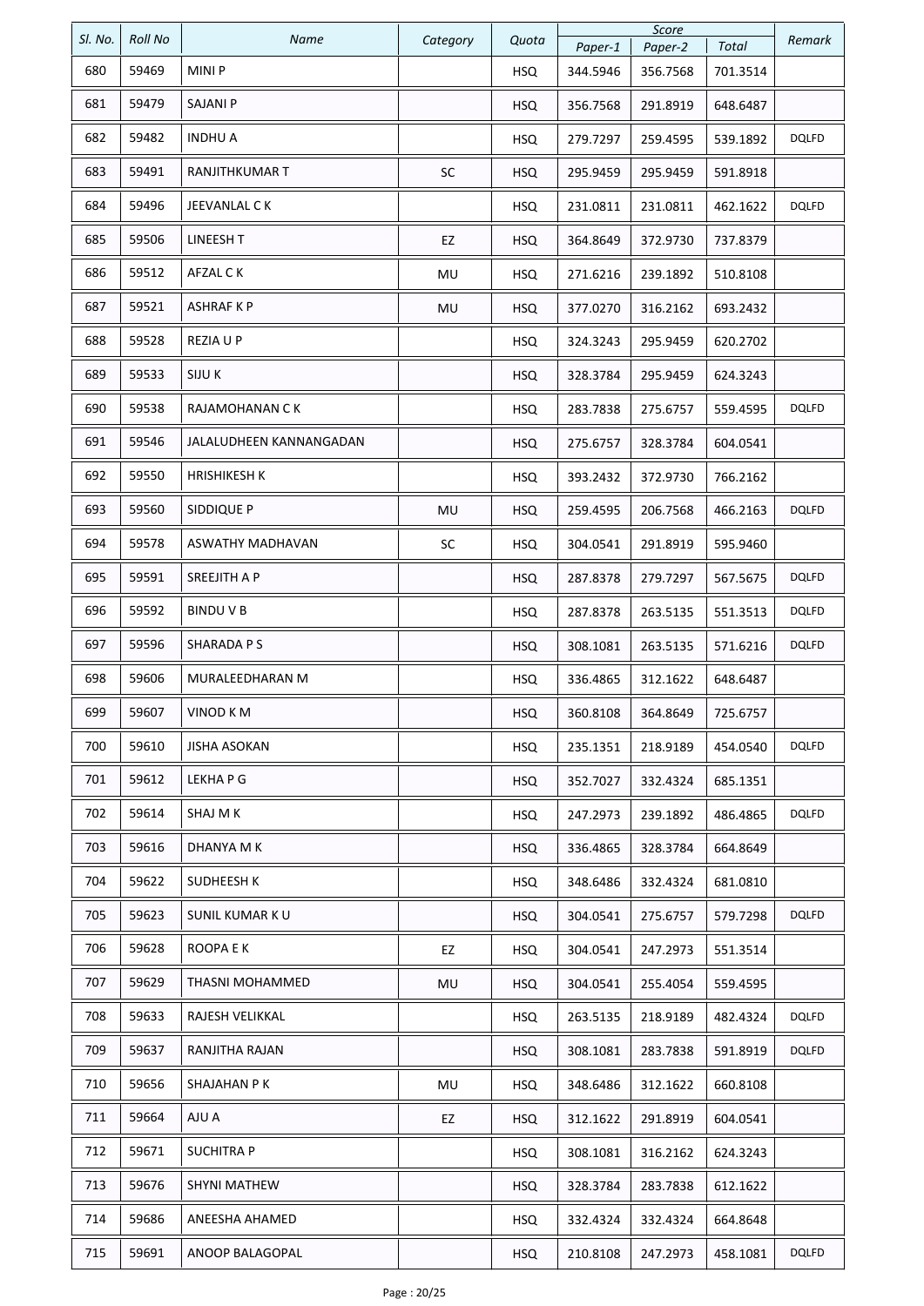| Sl. No. | Roll No | Name | Category | Quota | Score | | | Remark |
|---|---|---|---|---|---|---|---|---|
| | | | | | Paper-1 | Paper-2 | Total | |
| 680 | 59469 | MINI P | | HSQ | 344.5946 | 356.7568 | 701.3514 | |
| 681 | 59479 | SAJANI P | | HSQ | 356.7568 | 291.8919 | 648.6487 | |
| 682 | 59482 | INDHU A | | HSQ | 279.7297 | 259.4595 | 539.1892 | DQLFD |
| 683 | 59491 | RANJITHKUMAR T | SC | HSQ | 295.9459 | 295.9459 | 591.8918 | |
| 684 | 59496 | JEEVANLAL C K | | HSQ | 231.0811 | 231.0811 | 462.1622 | DQLFD |
| 685 | 59506 | LINEESH T | EZ | HSQ | 364.8649 | 372.9730 | 737.8379 | |
| 686 | 59512 | AFZAL C K | MU | HSQ | 271.6216 | 239.1892 | 510.8108 | |
| 687 | 59521 | ASHRAF K P | MU | HSQ | 377.0270 | 316.2162 | 693.2432 | |
| 688 | 59528 | REZIA U P | | HSQ | 324.3243 | 295.9459 | 620.2702 | |
| 689 | 59533 | SIJU K | | HSQ | 328.3784 | 295.9459 | 624.3243 | |
| 690 | 59538 | RAJAMOHANAN C K | | HSQ | 283.7838 | 275.6757 | 559.4595 | DQLFD |
| 691 | 59546 | JALALUDHEEN KANNANGADAN | | HSQ | 275.6757 | 328.3784 | 604.0541 | |
| 692 | 59550 | HRISHIKESH K | | HSQ | 393.2432 | 372.9730 | 766.2162 | |
| 693 | 59560 | SIDDIQUE P | MU | HSQ | 259.4595 | 206.7568 | 466.2163 | DQLFD |
| 694 | 59578 | ASWATHY MADHAVAN | SC | HSQ | 304.0541 | 291.8919 | 595.9460 | |
| 695 | 59591 | SREEJITH A P | | HSQ | 287.8378 | 279.7297 | 567.5675 | DQLFD |
| 696 | 59592 | BINDU V B | | HSQ | 287.8378 | 263.5135 | 551.3513 | DQLFD |
| 697 | 59596 | SHARADA P S | | HSQ | 308.1081 | 263.5135 | 571.6216 | DQLFD |
| 698 | 59606 | MURALEEDHARAN M | | HSQ | 336.4865 | 312.1622 | 648.6487 | |
| 699 | 59607 | VINOD K M | | HSQ | 360.8108 | 364.8649 | 725.6757 | |
| 700 | 59610 | JISHA ASOKAN | | HSQ | 235.1351 | 218.9189 | 454.0540 | DQLFD |
| 701 | 59612 | LEKHA P G | | HSQ | 352.7027 | 332.4324 | 685.1351 | |
| 702 | 59614 | SHAJ M K | | HSQ | 247.2973 | 239.1892 | 486.4865 | DQLFD |
| 703 | 59616 | DHANYA M K | | HSQ | 336.4865 | 328.3784 | 664.8649 | |
| 704 | 59622 | SUDHEESH K | | HSQ | 348.6486 | 332.4324 | 681.0810 | |
| 705 | 59623 | SUNIL KUMAR K U | | HSQ | 304.0541 | 275.6757 | 579.7298 | DQLFD |
| 706 | 59628 | ROOPA E K | EZ | HSQ | 304.0541 | 247.2973 | 551.3514 | |
| 707 | 59629 | THASNI MOHAMMED | MU | HSQ | 304.0541 | 255.4054 | 559.4595 | |
| 708 | 59633 | RAJESH VELIKKAL | | HSQ | 263.5135 | 218.9189 | 482.4324 | DQLFD |
| 709 | 59637 | RANJITHA RAJAN | | HSQ | 308.1081 | 283.7838 | 591.8919 | DQLFD |
| 710 | 59656 | SHAJAHAN P K | MU | HSQ | 348.6486 | 312.1622 | 660.8108 | |
| 711 | 59664 | AJU A | EZ | HSQ | 312.1622 | 291.8919 | 604.0541 | |
| 712 | 59671 | SUCHITRA P | | HSQ | 308.1081 | 316.2162 | 624.3243 | |
| 713 | 59676 | SHYNI MATHEW | | HSQ | 328.3784 | 283.7838 | 612.1622 | |
| 714 | 59686 | ANEESHA AHAMED | | HSQ | 332.4324 | 332.4324 | 664.8648 | |
| 715 | 59691 | ANOOP BALAGOPAL | | HSQ | 210.8108 | 247.2973 | 458.1081 | DQLFD |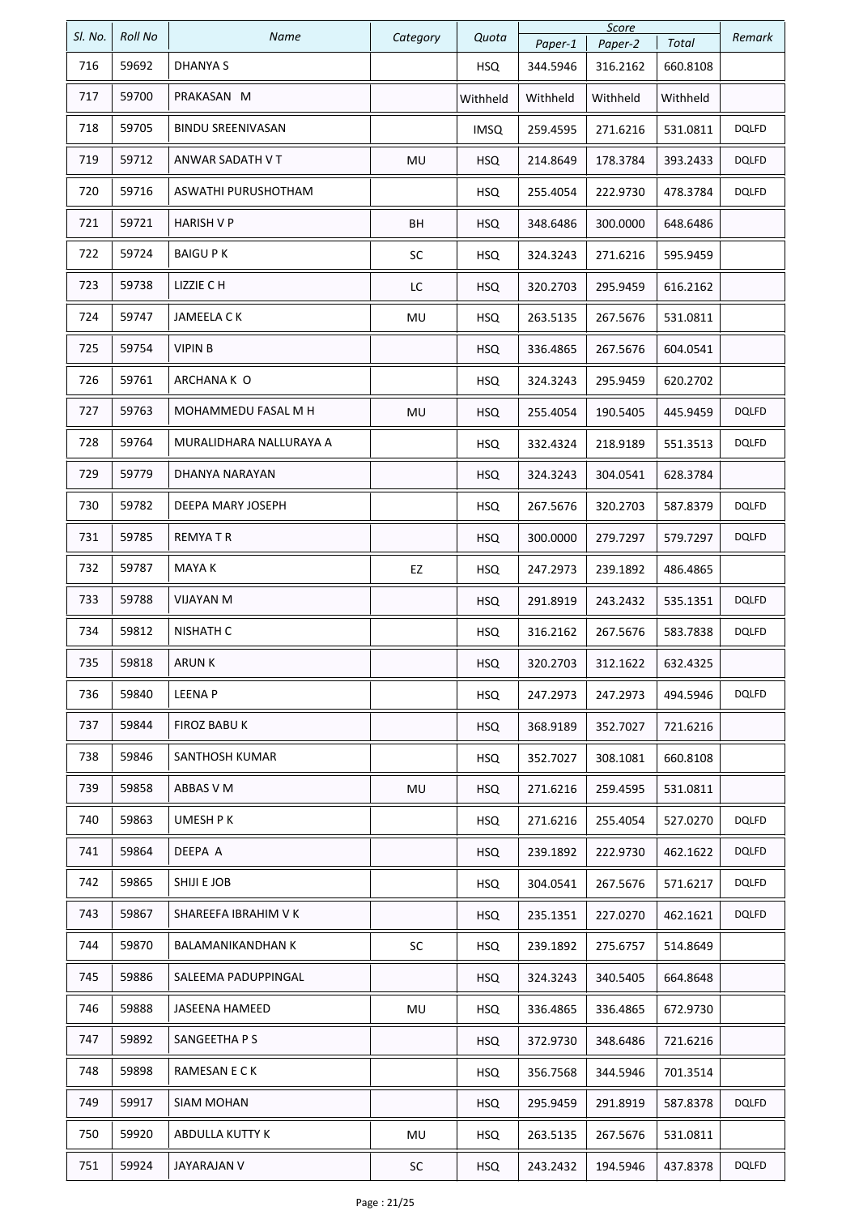| Sl. No. | Roll No | Name | Category | Quota | Score | | | Remark |
|---|---|---|---|---|---|---|---|---|
| | | | | | Paper-1 | Paper-2 | Total | |
| 716 | 59692 | DHANYA S | | HSQ | 344.5946 | 316.2162 | 660.8108 | |
| 717 | 59700 | PRAKASAN M | | Withheld | Withheld | Withheld | Withheld | |
| 718 | 59705 | BINDU SREENIVASAN | | IMSQ | 259.4595 | 271.6216 | 531.0811 | DQLFD |
| 719 | 59712 | ANWAR SADATH V T | MU | HSQ | 214.8649 | 178.3784 | 393.2433 | DQLFD |
| 720 | 59716 | ASWATHI PURUSHOTHAM | | HSQ | 255.4054 | 222.9730 | 478.3784 | DQLFD |
| 721 | 59721 | HARISH V P | BH | HSQ | 348.6486 | 300.0000 | 648.6486 | |
| 722 | 59724 | BAIGU P K | SC | HSQ | 324.3243 | 271.6216 | 595.9459 | |
| 723 | 59738 | LIZZIE C H | LC | HSQ | 320.2703 | 295.9459 | 616.2162 | |
| 724 | 59747 | JAMEELA C K | MU | HSQ | 263.5135 | 267.5676 | 531.0811 | |
| 725 | 59754 | VIPIN B | | HSQ | 336.4865 | 267.5676 | 604.0541 | |
| 726 | 59761 | ARCHANA K O | | HSQ | 324.3243 | 295.9459 | 620.2702 | |
| 727 | 59763 | MOHAMMEDU FASAL M H | MU | HSQ | 255.4054 | 190.5405 | 445.9459 | DQLFD |
| 728 | 59764 | MURALIDHARA NALLURAYA A | | HSQ | 332.4324 | 218.9189 | 551.3513 | DQLFD |
| 729 | 59779 | DHANYA NARAYAN | | HSQ | 324.3243 | 304.0541 | 628.3784 | |
| 730 | 59782 | DEEPA MARY JOSEPH | | HSQ | 267.5676 | 320.2703 | 587.8379 | DQLFD |
| 731 | 59785 | REMYA T R | | HSQ | 300.0000 | 279.7297 | 579.7297 | DQLFD |
| 732 | 59787 | MAYA K | EZ | HSQ | 247.2973 | 239.1892 | 486.4865 | |
| 733 | 59788 | VIJAYAN M | | HSQ | 291.8919 | 243.2432 | 535.1351 | DQLFD |
| 734 | 59812 | NISHATH C | | HSQ | 316.2162 | 267.5676 | 583.7838 | DQLFD |
| 735 | 59818 | ARUN K | | HSQ | 320.2703 | 312.1622 | 632.4325 | |
| 736 | 59840 | LEENA P | | HSQ | 247.2973 | 247.2973 | 494.5946 | DQLFD |
| 737 | 59844 | FIROZ BABU K | | HSQ | 368.9189 | 352.7027 | 721.6216 | |
| 738 | 59846 | SANTHOSH KUMAR | | HSQ | 352.7027 | 308.1081 | 660.8108 | |
| 739 | 59858 | ABBAS V M | MU | HSQ | 271.6216 | 259.4595 | 531.0811 | |
| 740 | 59863 | UMESH P K | | HSQ | 271.6216 | 255.4054 | 527.0270 | DQLFD |
| 741 | 59864 | DEEPA A | | HSQ | 239.1892 | 222.9730 | 462.1622 | DQLFD |
| 742 | 59865 | SHIJI E JOB | | HSQ | 304.0541 | 267.5676 | 571.6217 | DQLFD |
| 743 | 59867 | SHAREEFA IBRAHIM V K | | HSQ | 235.1351 | 227.0270 | 462.1621 | DQLFD |
| 744 | 59870 | BALAMANIKANDHAN K | SC | HSQ | 239.1892 | 275.6757 | 514.8649 | |
| 745 | 59886 | SALEEMA PADUPPINGAL | | HSQ | 324.3243 | 340.5405 | 664.8648 | |
| 746 | 59888 | JASEENA HAMEED | MU | HSQ | 336.4865 | 336.4865 | 672.9730 | |
| 747 | 59892 | SANGEETHA P S | | HSQ | 372.9730 | 348.6486 | 721.6216 | |
| 748 | 59898 | RAMESAN E C K | | HSQ | 356.7568 | 344.5946 | 701.3514 | |
| 749 | 59917 | SIAM MOHAN | | HSQ | 295.9459 | 291.8919 | 587.8378 | DQLFD |
| 750 | 59920 | ABDULLA KUTTY K | MU | HSQ | 263.5135 | 267.5676 | 531.0811 | |
| 751 | 59924 | JAYARAJAN V | SC | HSQ | 243.2432 | 194.5946 | 437.8378 | DQLFD |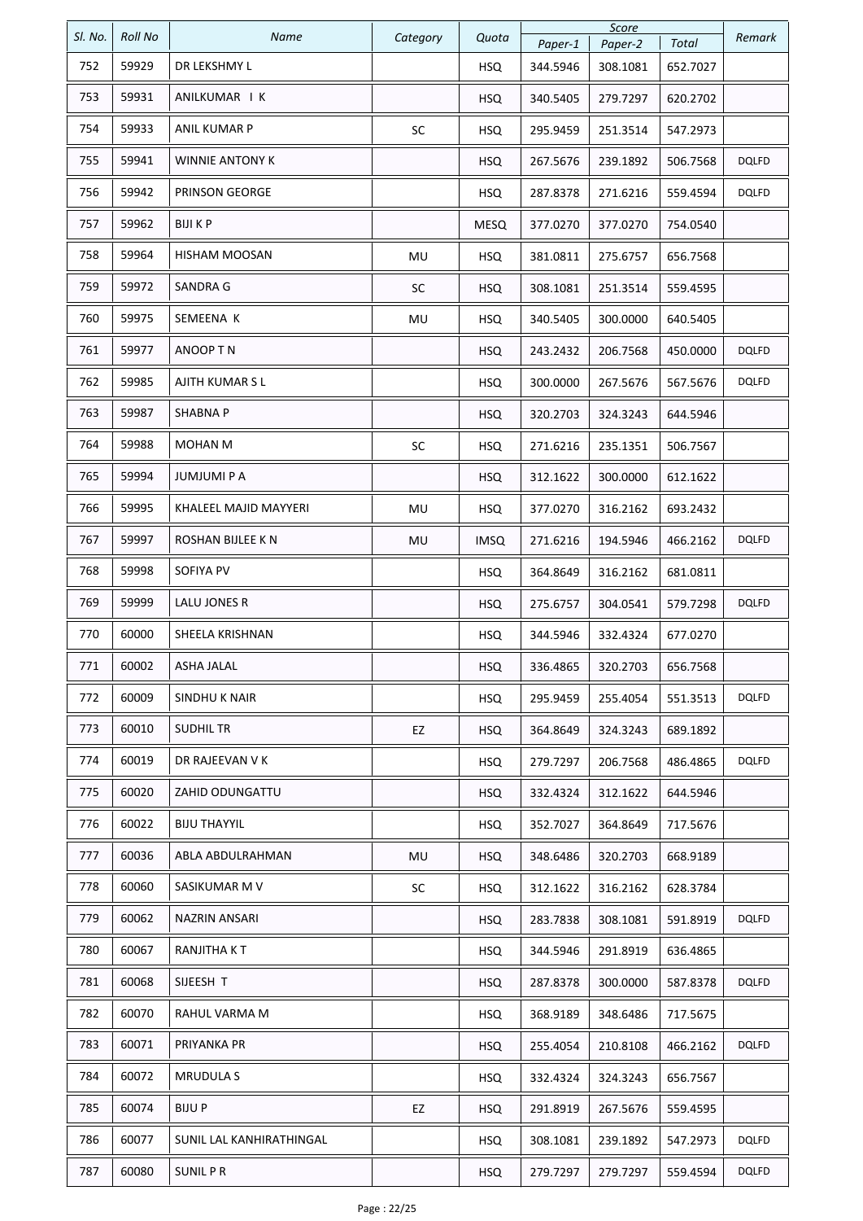| Sl. No. | Roll No | Name | Category | Quota | Score | | | Remark |
|---|---|---|---|---|---|---|---|---|
| | | | | | Paper-1 | Paper-2 | Total | |
| 752 | 59929 | DR LEKSHMY L | | HSQ | 344.5946 | 308.1081 | 652.7027 | |
| 753 | 59931 | ANILKUMAR I K | | HSQ | 340.5405 | 279.7297 | 620.2702 | |
| 754 | 59933 | ANIL KUMAR P | SC | HSQ | 295.9459 | 251.3514 | 547.2973 | |
| 755 | 59941 | WINNIE ANTONY K | | HSQ | 267.5676 | 239.1892 | 506.7568 | DQLFD |
| 756 | 59942 | PRINSON GEORGE | | HSQ | 287.8378 | 271.6216 | 559.4594 | DQLFD |
| 757 | 59962 | BIJI K P | | MESQ | 377.0270 | 377.0270 | 754.0540 | |
| 758 | 59964 | HISHAM MOOSAN | MU | HSQ | 381.0811 | 275.6757 | 656.7568 | |
| 759 | 59972 | SANDRA G | SC | HSQ | 308.1081 | 251.3514 | 559.4595 | |
| 760 | 59975 | SEMEENA K | MU | HSQ | 340.5405 | 300.0000 | 640.5405 | |
| 761 | 59977 | ANOOP T N | | HSQ | 243.2432 | 206.7568 | 450.0000 | DQLFD |
| 762 | 59985 | AJITH KUMAR S L | | HSQ | 300.0000 | 267.5676 | 567.5676 | DQLFD |
| 763 | 59987 | SHABNA P | | HSQ | 320.2703 | 324.3243 | 644.5946 | |
| 764 | 59988 | MOHAN M | SC | HSQ | 271.6216 | 235.1351 | 506.7567 | |
| 765 | 59994 | JUMJUMI P A | | HSQ | 312.1622 | 300.0000 | 612.1622 | |
| 766 | 59995 | KHALEEL MAJID MAYYERI | MU | HSQ | 377.0270 | 316.2162 | 693.2432 | |
| 767 | 59997 | ROSHAN BIJLEE K N | MU | IMSQ | 271.6216 | 194.5946 | 466.2162 | DQLFD |
| 768 | 59998 | SOFIYA PV | | HSQ | 364.8649 | 316.2162 | 681.0811 | |
| 769 | 59999 | LALU JONES R | | HSQ | 275.6757 | 304.0541 | 579.7298 | DQLFD |
| 770 | 60000 | SHEELA KRISHNAN | | HSQ | 344.5946 | 332.4324 | 677.0270 | |
| 771 | 60002 | ASHA JALAL | | HSQ | 336.4865 | 320.2703 | 656.7568 | |
| 772 | 60009 | SINDHU K NAIR | | HSQ | 295.9459 | 255.4054 | 551.3513 | DQLFD |
| 773 | 60010 | SUDHIL TR | EZ | HSQ | 364.8649 | 324.3243 | 689.1892 | |
| 774 | 60019 | DR RAJEEVAN V K | | HSQ | 279.7297 | 206.7568 | 486.4865 | DQLFD |
| 775 | 60020 | ZAHID ODUNGATTU | | HSQ | 332.4324 | 312.1622 | 644.5946 | |
| 776 | 60022 | BIJU THAYYIL | | HSQ | 352.7027 | 364.8649 | 717.5676 | |
| 777 | 60036 | ABLA ABDULRAHMAN | MU | HSQ | 348.6486 | 320.2703 | 668.9189 | |
| 778 | 60060 | SASIKUMAR M V | SC | HSQ | 312.1622 | 316.2162 | 628.3784 | |
| 779 | 60062 | NAZRIN ANSARI | | HSQ | 283.7838 | 308.1081 | 591.8919 | DQLFD |
| 780 | 60067 | RANJITHA K T | | HSQ | 344.5946 | 291.8919 | 636.4865 | |
| 781 | 60068 | SIJEESH T | | HSQ | 287.8378 | 300.0000 | 587.8378 | DQLFD |
| 782 | 60070 | RAHUL VARMA M | | HSQ | 368.9189 | 348.6486 | 717.5675 | |
| 783 | 60071 | PRIYANKA PR | | HSQ | 255.4054 | 210.8108 | 466.2162 | DQLFD |
| 784 | 60072 | MRUDULA S | | HSQ | 332.4324 | 324.3243 | 656.7567 | |
| 785 | 60074 | BIJU P | EZ | HSQ | 291.8919 | 267.5676 | 559.4595 | |
| 786 | 60077 | SUNIL LAL KANHIRATHINGAL | | HSQ | 308.1081 | 239.1892 | 547.2973 | DQLFD |
| 787 | 60080 | SUNIL P R | | HSQ | 279.7297 | 279.7297 | 559.4594 | DQLFD |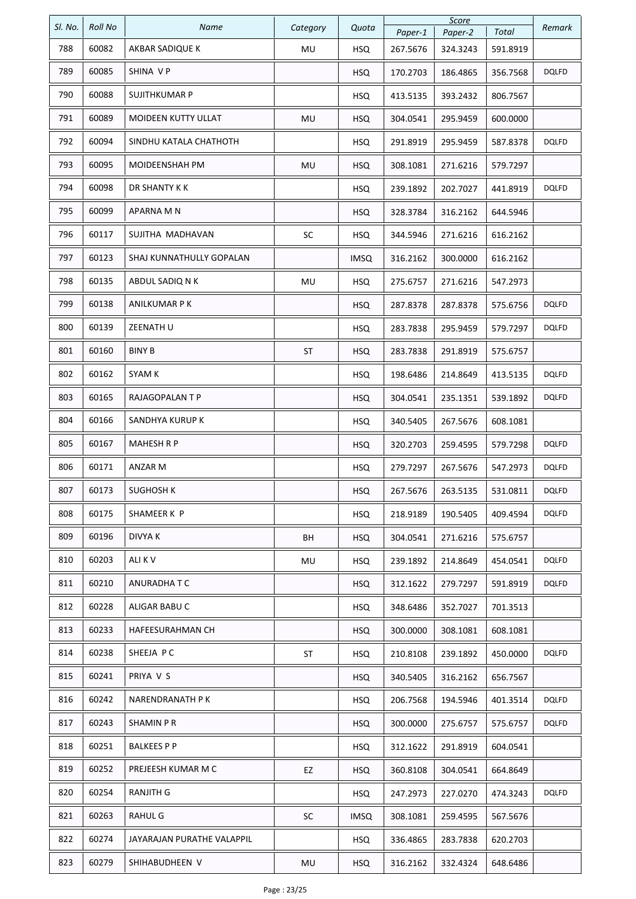| Sl. No. | Roll No | Name | Category | Quota | Score | | | Remark |
|---|---|---|---|---|---|---|---|---|
| | | | | | Paper-1 | Paper-2 | Total | |
| 788 | 60082 | AKBAR SADIQUE K | MU | HSQ | 267.5676 | 324.3243 | 591.8919 | |
| 789 | 60085 | SHINA V P | | HSQ | 170.2703 | 186.4865 | 356.7568 | DQLFD |
| 790 | 60088 | SUJITHKUMAR P | | HSQ | 413.5135 | 393.2432 | 806.7567 | |
| 791 | 60089 | MOIDEEN KUTTY ULLAT | MU | HSQ | 304.0541 | 295.9459 | 600.0000 | |
| 792 | 60094 | SINDHU KATALA CHATHOTH | | HSQ | 291.8919 | 295.9459 | 587.8378 | DQLFD |
| 793 | 60095 | MOIDEENSHAH PM | MU | HSQ | 308.1081 | 271.6216 | 579.7297 | |
| 794 | 60098 | DR SHANTY K K | | HSQ | 239.1892 | 202.7027 | 441.8919 | DQLFD |
| 795 | 60099 | APARNA M N | | HSQ | 328.3784 | 316.2162 | 644.5946 | |
| 796 | 60117 | SUJITHA MADHAVAN | SC | HSQ | 344.5946 | 271.6216 | 616.2162 | |
| 797 | 60123 | SHAJ KUNNATHULLY GOPALAN | | IMSQ | 316.2162 | 300.0000 | 616.2162 | |
| 798 | 60135 | ABDUL SADIQ N K | MU | HSQ | 275.6757 | 271.6216 | 547.2973 | |
| 799 | 60138 | ANILKUMAR P K | | HSQ | 287.8378 | 287.8378 | 575.6756 | DQLFD |
| 800 | 60139 | ZEENATH U | | HSQ | 283.7838 | 295.9459 | 579.7297 | DQLFD |
| 801 | 60160 | BINY B | ST | HSQ | 283.7838 | 291.8919 | 575.6757 | |
| 802 | 60162 | SYAM K | | HSQ | 198.6486 | 214.8649 | 413.5135 | DQLFD |
| 803 | 60165 | RAJAGOPALAN T P | | HSQ | 304.0541 | 235.1351 | 539.1892 | DQLFD |
| 804 | 60166 | SANDHYA KURUP K | | HSQ | 340.5405 | 267.5676 | 608.1081 | |
| 805 | 60167 | MAHESH R P | | HSQ | 320.2703 | 259.4595 | 579.7298 | DQLFD |
| 806 | 60171 | ANZAR M | | HSQ | 279.7297 | 267.5676 | 547.2973 | DQLFD |
| 807 | 60173 | SUGHOSH K | | HSQ | 267.5676 | 263.5135 | 531.0811 | DQLFD |
| 808 | 60175 | SHAMEER K P | | HSQ | 218.9189 | 190.5405 | 409.4594 | DQLFD |
| 809 | 60196 | DIVYA K | BH | HSQ | 304.0541 | 271.6216 | 575.6757 | |
| 810 | 60203 | ALI K V | MU | HSQ | 239.1892 | 214.8649 | 454.0541 | DQLFD |
| 811 | 60210 | ANURADHA T C | | HSQ | 312.1622 | 279.7297 | 591.8919 | DQLFD |
| 812 | 60228 | ALIGAR BABU C | | HSQ | 348.6486 | 352.7027 | 701.3513 | |
| 813 | 60233 | HAFEESURAHMAN CH | | HSQ | 300.0000 | 308.1081 | 608.1081 | |
| 814 | 60238 | SHEEJA P C | ST | HSQ | 210.8108 | 239.1892 | 450.0000 | DQLFD |
| 815 | 60241 | PRIYA V S | | HSQ | 340.5405 | 316.2162 | 656.7567 | |
| 816 | 60242 | NARENDRANATH P K | | HSQ | 206.7568 | 194.5946 | 401.3514 | DQLFD |
| 817 | 60243 | SHAMIN P R | | HSQ | 300.0000 | 275.6757 | 575.6757 | DQLFD |
| 818 | 60251 | BALKEES P P | | HSQ | 312.1622 | 291.8919 | 604.0541 | |
| 819 | 60252 | PREJEESH KUMAR M C | EZ | HSQ | 360.8108 | 304.0541 | 664.8649 | |
| 820 | 60254 | RANJITH G | | HSQ | 247.2973 | 227.0270 | 474.3243 | DQLFD |
| 821 | 60263 | RAHUL G | SC | IMSQ | 308.1081 | 259.4595 | 567.5676 | |
| 822 | 60274 | JAYARAJAN PURATHE VALAPPIL | | HSQ | 336.4865 | 283.7838 | 620.2703 | |
| 823 | 60279 | SHIHABUDHEEN V | MU | HSQ | 316.2162 | 332.4324 | 648.6486 | |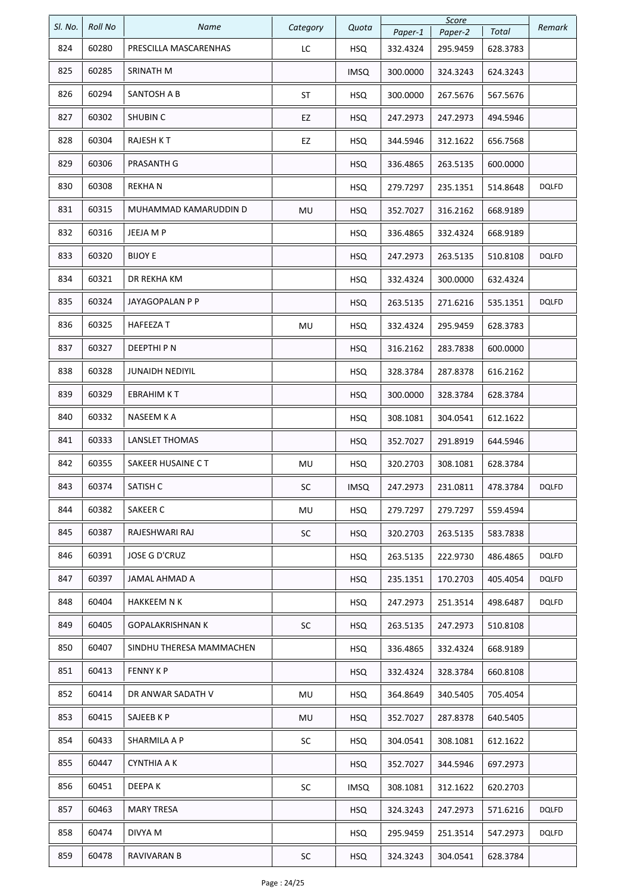| Sl. No. | Roll No | Name | Category | Quota | Score | | | Remark |
|---|---|---|---|---|---|---|---|---|
| | | | | | Paper-1 | Paper-2 | Total | |
| 824 | 60280 | PRESCILLA MASCARENHAS | LC | HSQ | 332.4324 | 295.9459 | 628.3783 | |
| 825 | 60285 | SRINATH M | | IMSQ | 300.0000 | 324.3243 | 624.3243 | |
| 826 | 60294 | SANTOSH A B | ST | HSQ | 300.0000 | 267.5676 | 567.5676 | |
| 827 | 60302 | SHUBIN C | EZ | HSQ | 247.2973 | 247.2973 | 494.5946 | |
| 828 | 60304 | RAJESH K T | EZ | HSQ | 344.5946 | 312.1622 | 656.7568 | |
| 829 | 60306 | PRASANTH G | | HSQ | 336.4865 | 263.5135 | 600.0000 | |
| 830 | 60308 | REKHA N | | HSQ | 279.7297 | 235.1351 | 514.8648 | DQLFD |
| 831 | 60315 | MUHAMMAD KAMARUDDIN D | MU | HSQ | 352.7027 | 316.2162 | 668.9189 | |
| 832 | 60316 | JEEJA M P | | HSQ | 336.4865 | 332.4324 | 668.9189 | |
| 833 | 60320 | BIJOY E | | HSQ | 247.2973 | 263.5135 | 510.8108 | DQLFD |
| 834 | 60321 | DR REKHA KM | | HSQ | 332.4324 | 300.0000 | 632.4324 | |
| 835 | 60324 | JAYAGOPALAN P P | | HSQ | 263.5135 | 271.6216 | 535.1351 | DQLFD |
| 836 | 60325 | HAFEEZA T | MU | HSQ | 332.4324 | 295.9459 | 628.3783 | |
| 837 | 60327 | DEEPTHI P N | | HSQ | 316.2162 | 283.7838 | 600.0000 | |
| 838 | 60328 | JUNAIDH NEDIYIL | | HSQ | 328.3784 | 287.8378 | 616.2162 | |
| 839 | 60329 | EBRAHIM K T | | HSQ | 300.0000 | 328.3784 | 628.3784 | |
| 840 | 60332 | NASEEM K A | | HSQ | 308.1081 | 304.0541 | 612.1622 | |
| 841 | 60333 | LANSLET THOMAS | | HSQ | 352.7027 | 291.8919 | 644.5946 | |
| 842 | 60355 | SAKEER HUSAINE C T | MU | HSQ | 320.2703 | 308.1081 | 628.3784 | |
| 843 | 60374 | SATISH C | SC | IMSQ | 247.2973 | 231.0811 | 478.3784 | DQLFD |
| 844 | 60382 | SAKEER C | MU | HSQ | 279.7297 | 279.7297 | 559.4594 | |
| 845 | 60387 | RAJESHWARI RAJ | SC | HSQ | 320.2703 | 263.5135 | 583.7838 | |
| 846 | 60391 | JOSE G D'CRUZ | | HSQ | 263.5135 | 222.9730 | 486.4865 | DQLFD |
| 847 | 60397 | JAMAL AHMAD A | | HSQ | 235.1351 | 170.2703 | 405.4054 | DQLFD |
| 848 | 60404 | HAKKEEM N K | | HSQ | 247.2973 | 251.3514 | 498.6487 | DQLFD |
| 849 | 60405 | GOPALAKRISHNAN K | SC | HSQ | 263.5135 | 247.2973 | 510.8108 | |
| 850 | 60407 | SINDHU THERESA MAMMACHEN | | HSQ | 336.4865 | 332.4324 | 668.9189 | |
| 851 | 60413 | FENNY K P | | HSQ | 332.4324 | 328.3784 | 660.8108 | |
| 852 | 60414 | DR ANWAR SADATH V | MU | HSQ | 364.8649 | 340.5405 | 705.4054 | |
| 853 | 60415 | SAJEEB K P | MU | HSQ | 352.7027 | 287.8378 | 640.5405 | |
| 854 | 60433 | SHARMILA A P | SC | HSQ | 304.0541 | 308.1081 | 612.1622 | |
| 855 | 60447 | CYNTHIA A K | | HSQ | 352.7027 | 344.5946 | 697.2973 | |
| 856 | 60451 | DEEPA K | SC | IMSQ | 308.1081 | 312.1622 | 620.2703 | |
| 857 | 60463 | MARY TRESA | | HSQ | 324.3243 | 247.2973 | 571.6216 | DQLFD |
| 858 | 60474 | DIVYA M | | HSQ | 295.9459 | 251.3514 | 547.2973 | DQLFD |
| 859 | 60478 | RAVIVARAN B | SC | HSQ | 324.3243 | 304.0541 | 628.3784 | |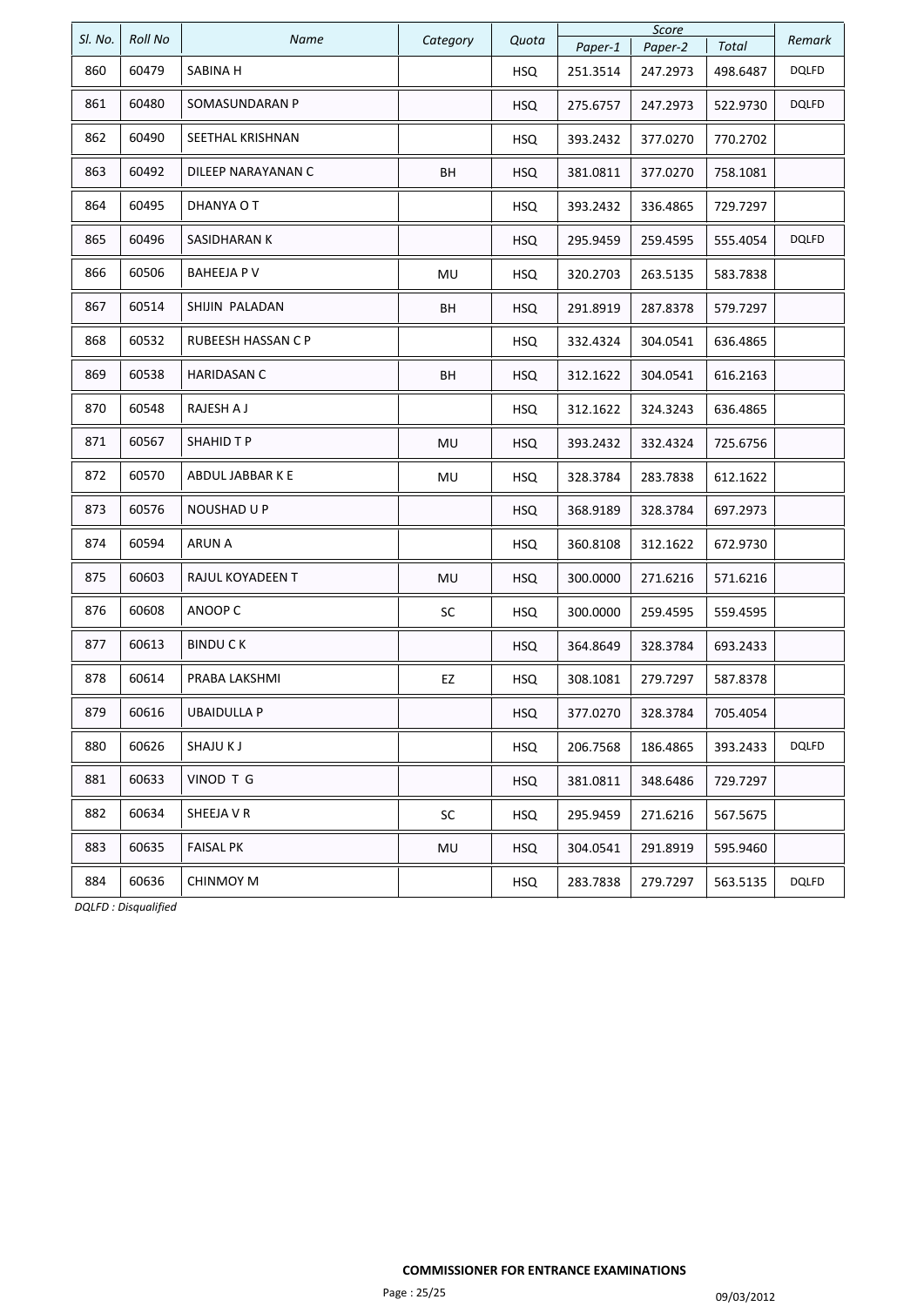| Sl. No. | Roll No | Name | Category | Quota | Score | | | Remark |
|---|---|---|---|---|---|---|---|---|
| | | | | | Paper-1 | Paper-2 | Total | |
| 860 | 60479 | SABINA H | | HSQ | 251.3514 | 247.2973 | 498.6487 | DQLFD |
| 861 | 60480 | SOMASUNDARAN P | | HSQ | 275.6757 | 247.2973 | 522.9730 | DQLFD |
| 862 | 60490 | SEETHAL KRISHNAN | | HSQ | 393.2432 | 377.0270 | 770.2702 | |
| 863 | 60492 | DILEEP NARAYANAN C | BH | HSQ | 381.0811 | 377.0270 | 758.1081 | |
| 864 | 60495 | DHANYA O T | | HSQ | 393.2432 | 336.4865 | 729.7297 | |
| 865 | 60496 | SASIDHARAN K | | HSQ | 295.9459 | 259.4595 | 555.4054 | DQLFD |
| 866 | 60506 | BAHEEJA P V | MU | HSQ | 320.2703 | 263.5135 | 583.7838 | |
| 867 | 60514 | SHIJIN PALADAN | BH | HSQ | 291.8919 | 287.8378 | 579.7297 | |
| 868 | 60532 | RUBEESH HASSAN C P | | HSQ | 332.4324 | 304.0541 | 636.4865 | |
| 869 | 60538 | HARIDASAN C | BH | HSQ | 312.1622 | 304.0541 | 616.2163 | |
| 870 | 60548 | RAJESH A J | | HSQ | 312.1622 | 324.3243 | 636.4865 | |
| 871 | 60567 | SHAHID T P | MU | HSQ | 393.2432 | 332.4324 | 725.6756 | |
| 872 | 60570 | ABDUL JABBAR K E | MU | HSQ | 328.3784 | 283.7838 | 612.1622 | |
| 873 | 60576 | NOUSHAD U P | | HSQ | 368.9189 | 328.3784 | 697.2973 | |
| 874 | 60594 | ARUN A | | HSQ | 360.8108 | 312.1622 | 672.9730 | |
| 875 | 60603 | RAJUL KOYADEEN T | MU | HSQ | 300.0000 | 271.6216 | 571.6216 | |
| 876 | 60608 | ANOOP C | SC | HSQ | 300.0000 | 259.4595 | 559.4595 | |
| 877 | 60613 | BINDU C K | | HSQ | 364.8649 | 328.3784 | 693.2433 | |
| 878 | 60614 | PRABA LAKSHMI | EZ | HSQ | 308.1081 | 279.7297 | 587.8378 | |
| 879 | 60616 | UBAIDULLA P | | HSQ | 377.0270 | 328.3784 | 705.4054 | |
| 880 | 60626 | SHAJU K J | | HSQ | 206.7568 | 186.4865 | 393.2433 | DQLFD |
| 881 | 60633 | VINOD T G | | HSQ | 381.0811 | 348.6486 | 729.7297 | |
| 882 | 60634 | SHEEJA V R | SC | HSQ | 295.9459 | 271.6216 | 567.5675 | |
| 883 | 60635 | FAISAL PK | MU | HSQ | 304.0541 | 291.8919 | 595.9460 | |
| 884 | 60636 | CHINMOY M | | HSQ | 283.7838 | 279.7297 | 563.5135 | DQLFD |

*DQLFD : Disqualified*

**COMMISSIONER FOR ENTRANCE EXAMINATIONS**

09/03/2012